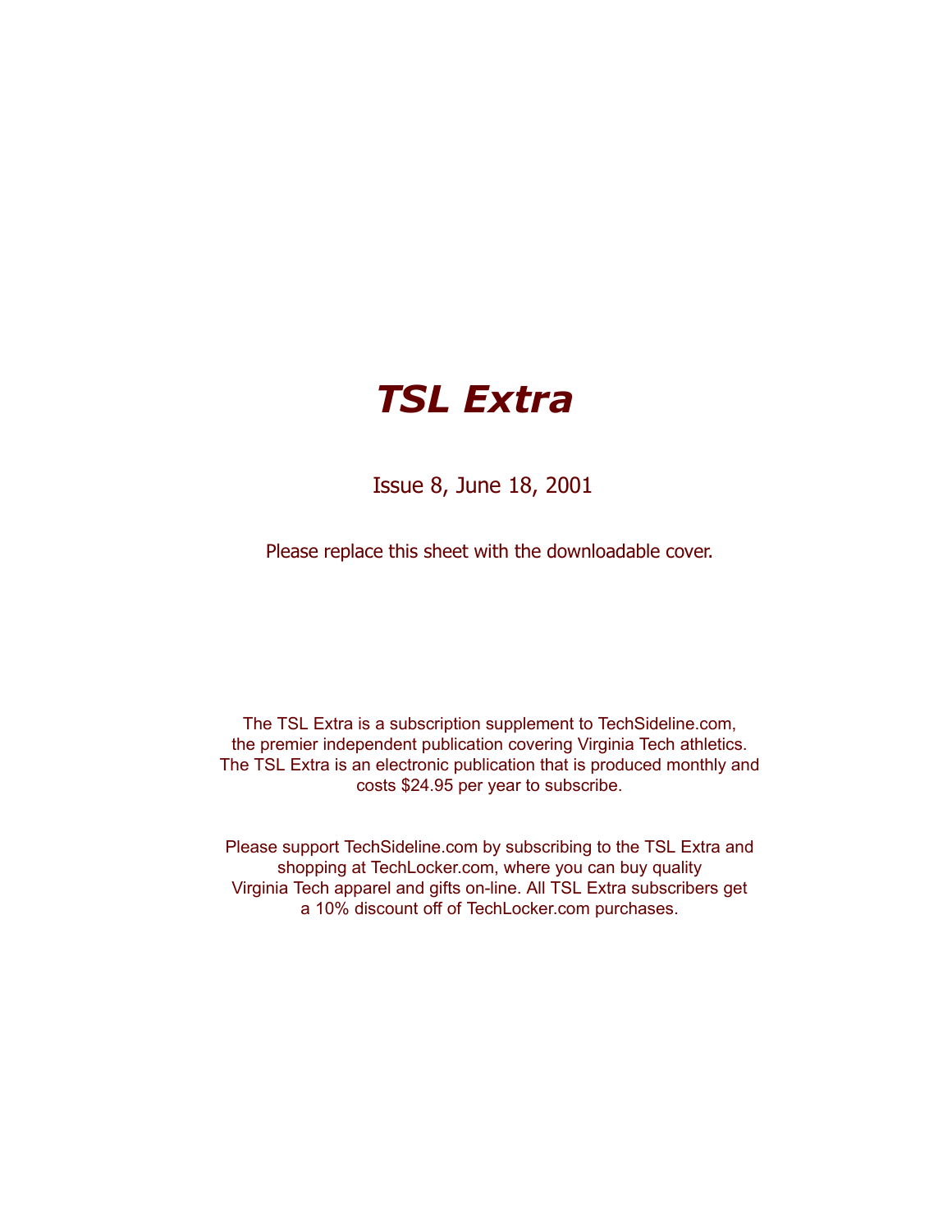# *TSL Extra*

Issue 8, June 18, 2001

Please replace this sheet with the downloadable cover.

The TSL Extra is a subscription supplement to TechSideline.com, the premier independent publication covering Virginia Tech athletics. The TSL Extra is an electronic publication that is produced monthly and costs $24.95 per year to subscribe.

Please support TechSideline.com by subscribing to the TSL Extra and shopping at TechLocker.com, where you can buy quality Virginia Tech apparel and gifts on-line. All TSL Extra subscribers get a 10% discount off of TechLocker.com purchases.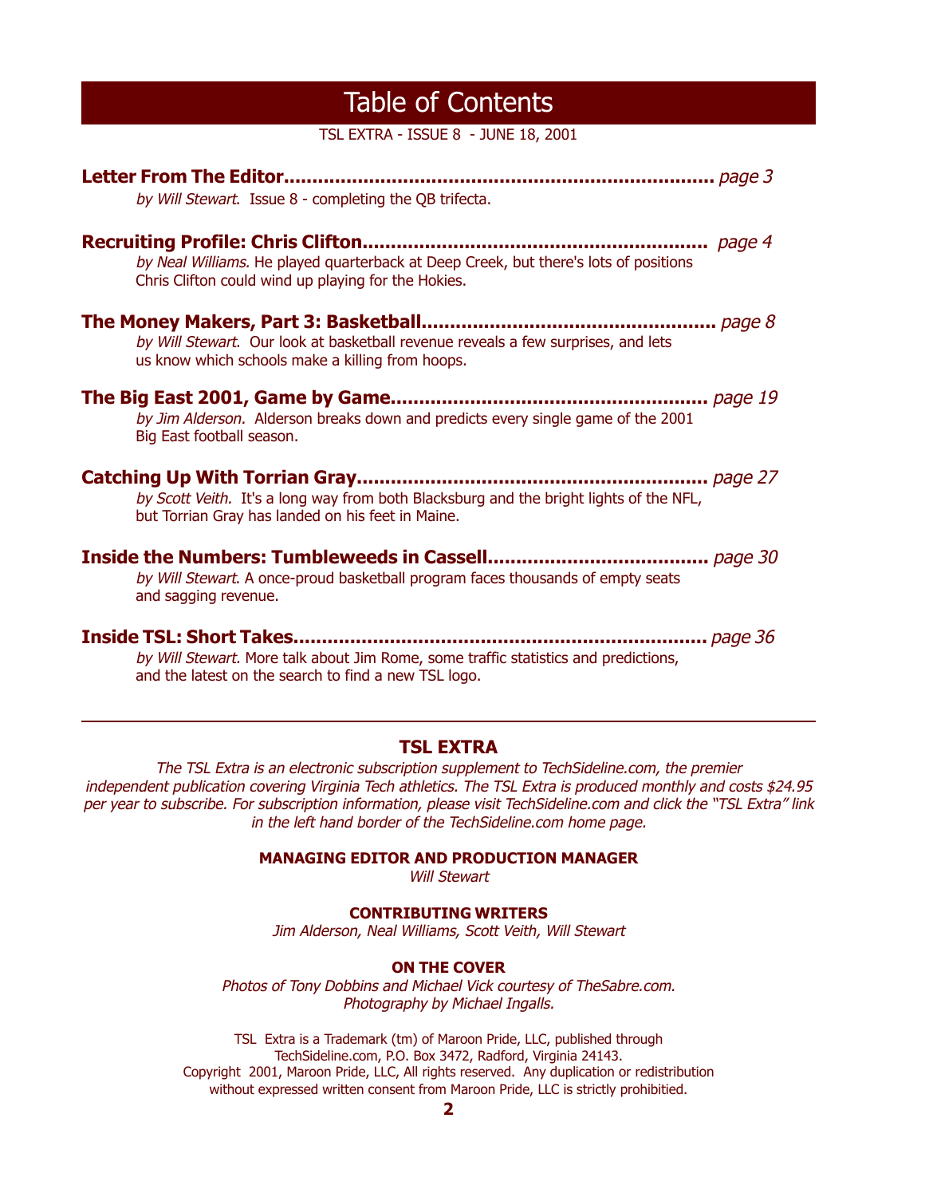# Table of Contents

TSL EXTRA - ISSUE 8 - JUNE 18, 2001

**Letter From The Editor..........................................................................** *page 3*

*by Will Stewart*. Issue 8 - completing the QB trifecta.

**Recruiting Profile: Chris Clifton...........................................................** *page 4*

*by Neal Williams.* He played quarterback at Deep Creek, but there's lots of positions Chris Clifton could wind up playing for the Hokies.

**The Money Makers, Part 3: Basketball...................................................** *page 8*

*by Will Stewart*. Our look at basketball revenue reveals a few surprises, and lets us know which schools make a killing from hoops.

**The Big East 2001, Game by Game.......................................................** *page 19*

*by Jim Alderson.* Alderson breaks down and predicts every single game of the 2001 Big East football season.

**Catching Up With Torrian Gray.............................................................** *page 27*

*by Scott Veith.* It's a long way from both Blacksburg and the bright lights of the NFL, but Torrian Gray has landed on his feet in Maine.

**Inside the Numbers: Tumbleweeds in Cassell......................................** *page 30*

*by Will Stewart*. A once-proud basketball program faces thousands of empty seats and sagging revenue.

**Inside TSL: Short Takes.......................................................................** *page 36*

*by Will Stewart.* More talk about Jim Rome, some traffic statistics and predictions, and the latest on the search to find a new TSL logo.

---

## TSL EXTRA

*The TSL Extra is an electronic subscription supplement to TechSideline.com, the premier independent publication covering Virginia Tech athletics. The TSL Extra is produced monthly and costs $24.95 per year to subscribe. For subscription information, please visit TechSideline.com and click the "TSL Extra" link in the left hand border of the TechSideline.com home page.*

**MANAGING EDITOR AND PRODUCTION MANAGER**

*Will Stewart*

**CONTRIBUTING WRITERS**

*Jim Alderson, Neal Williams, Scott Veith, Will Stewart*

**ON THE COVER**

*Photos of Tony Dobbins and Michael Vick courtesy of TheSabre.com. Photography by Michael Ingalls.*

TSL Extra is a Trademark (tm) of Maroon Pride, LLC, published through TechSideline.com, P.O. Box 3472, Radford, Virginia 24143. Copyright 2001, Maroon Pride, LLC, All rights reserved. Any duplication or redistribution without expressed written consent from Maroon Pride, LLC is strictly prohibitied.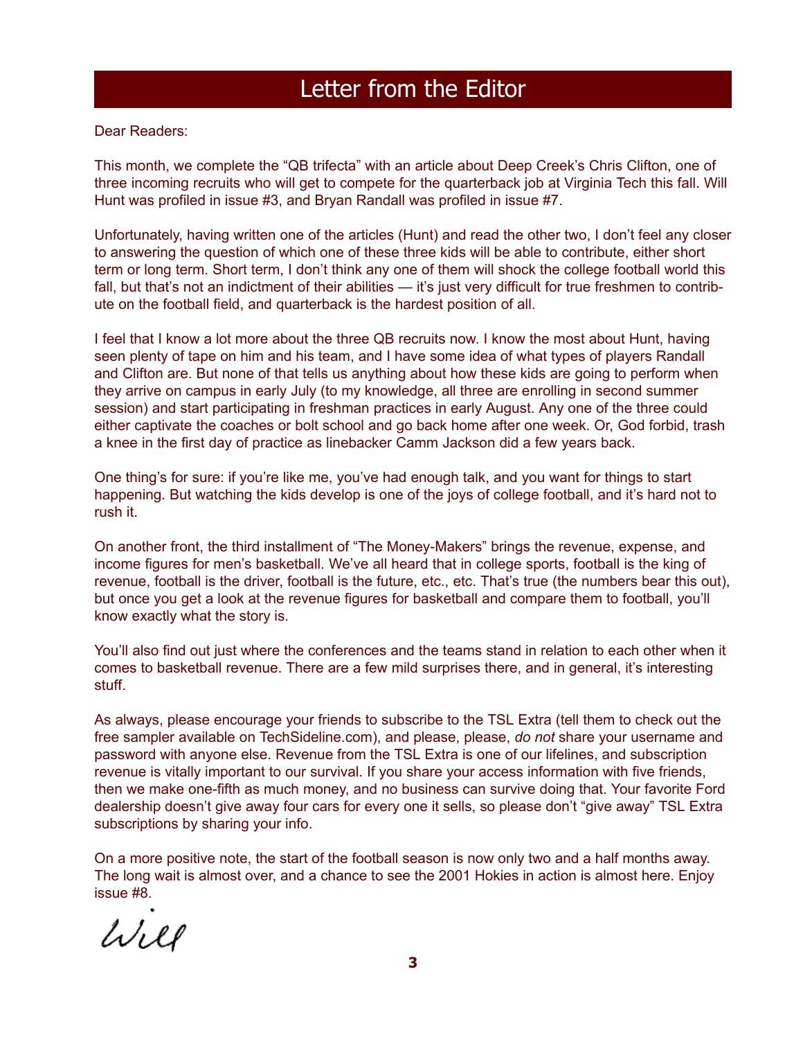# Letter from the Editor

Dear Readers:

This month, we complete the “QB trifecta” with an article about Deep Creek’s Chris Clifton, one of three incoming recruits who will get to compete for the quarterback job at Virginia Tech this fall. Will Hunt was profiled in issue #3, and Bryan Randall was profiled in issue #7.

Unfortunately, having written one of the articles (Hunt) and read the other two, I don’t feel any closer to answering the question of which one of these three kids will be able to contribute, either short term or long term. Short term, I don’t think any one of them will shock the college football world this fall, but that’s not an indictment of their abilities — it’s just very difficult for true freshmen to contribute on the football field, and quarterback is the hardest position of all.

I feel that I know a lot more about the three QB recruits now. I know the most about Hunt, having seen plenty of tape on him and his team, and I have some idea of what types of players Randall and Clifton are. But none of that tells us anything about how these kids are going to perform when they arrive on campus in early July (to my knowledge, all three are enrolling in second summer session) and start participating in freshman practices in early August. Any one of the three could either captivate the coaches or bolt school and go back home after one week. Or, God forbid, trash a knee in the first day of practice as linebacker Camm Jackson did a few years back.

One thing’s for sure: if you’re like me, you’ve had enough talk, and you want for things to start happening. But watching the kids develop is one of the joys of college football, and it’s hard not to rush it.

On another front, the third installment of “The Money-Makers” brings the revenue, expense, and income figures for men’s basketball. We’ve all heard that in college sports, football is the king of revenue, football is the driver, football is the future, etc., etc. That’s true (the numbers bear this out), but once you get a look at the revenue figures for basketball and compare them to football, you’ll know exactly what the story is.

You’ll also find out just where the conferences and the teams stand in relation to each other when it comes to basketball revenue. There are a few mild surprises there, and in general, it’s interesting stuff.

As always, please encourage your friends to subscribe to the TSL Extra (tell them to check out the free sampler available on TechSideline.com), and please, please, *do not* share your username and password with anyone else. Revenue from the TSL Extra is one of our lifelines, and subscription revenue is vitally important to our survival. If you share your access information with five friends, then we make one-fifth as much money, and no business can survive doing that. Your favorite Ford dealership doesn’t give away four cars for every one it sells, so please don’t “give away” TSL Extra subscriptions by sharing your info.

On a more positive note, the start of the football season is now only two and a half months away. The long wait is almost over, and a chance to see the 2001 Hokies in action is almost here. Enjoy issue #8.

Will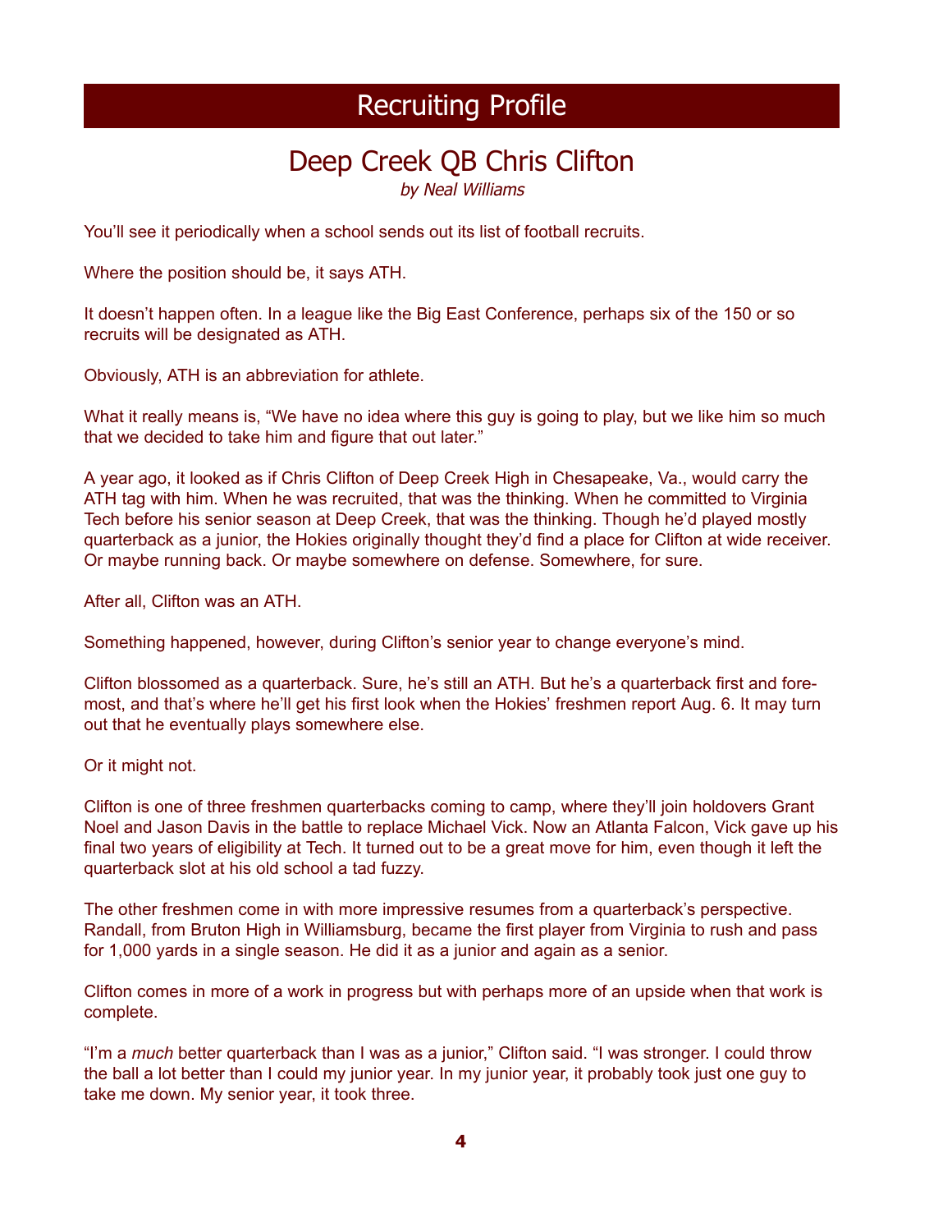# Recruiting Profile

## Deep Creek QB Chris Clifton

*by Neal Williams*

You'll see it periodically when a school sends out its list of football recruits.

Where the position should be, it says ATH.

It doesn't happen often. In a league like the Big East Conference, perhaps six of the 150 or so recruits will be designated as ATH.

Obviously, ATH is an abbreviation for athlete.

What it really means is, "We have no idea where this guy is going to play, but we like him so much that we decided to take him and figure that out later."

A year ago, it looked as if Chris Clifton of Deep Creek High in Chesapeake, Va., would carry the ATH tag with him. When he was recruited, that was the thinking. When he committed to Virginia Tech before his senior season at Deep Creek, that was the thinking. Though he'd played mostly quarterback as a junior, the Hokies originally thought they'd find a place for Clifton at wide receiver. Or maybe running back. Or maybe somewhere on defense. Somewhere, for sure.

After all, Clifton was an ATH.

Something happened, however, during Clifton's senior year to change everyone's mind.

Clifton blossomed as a quarterback. Sure, he's still an ATH. But he's a quarterback first and foremost, and that's where he'll get his first look when the Hokies' freshmen report Aug. 6. It may turn out that he eventually plays somewhere else.

Or it might not.

Clifton is one of three freshmen quarterbacks coming to camp, where they'll join holdovers Grant Noel and Jason Davis in the battle to replace Michael Vick. Now an Atlanta Falcon, Vick gave up his final two years of eligibility at Tech. It turned out to be a great move for him, even though it left the quarterback slot at his old school a tad fuzzy.

The other freshmen come in with more impressive resumes from a quarterback's perspective. Randall, from Bruton High in Williamsburg, became the first player from Virginia to rush and pass for 1,000 yards in a single season. He did it as a junior and again as a senior.

Clifton comes in more of a work in progress but with perhaps more of an upside when that work is complete.

"I'm a *much* better quarterback than I was as a junior," Clifton said. "I was stronger. I could throw the ball a lot better than I could my junior year. In my junior year, it probably took just one guy to take me down. My senior year, it took three.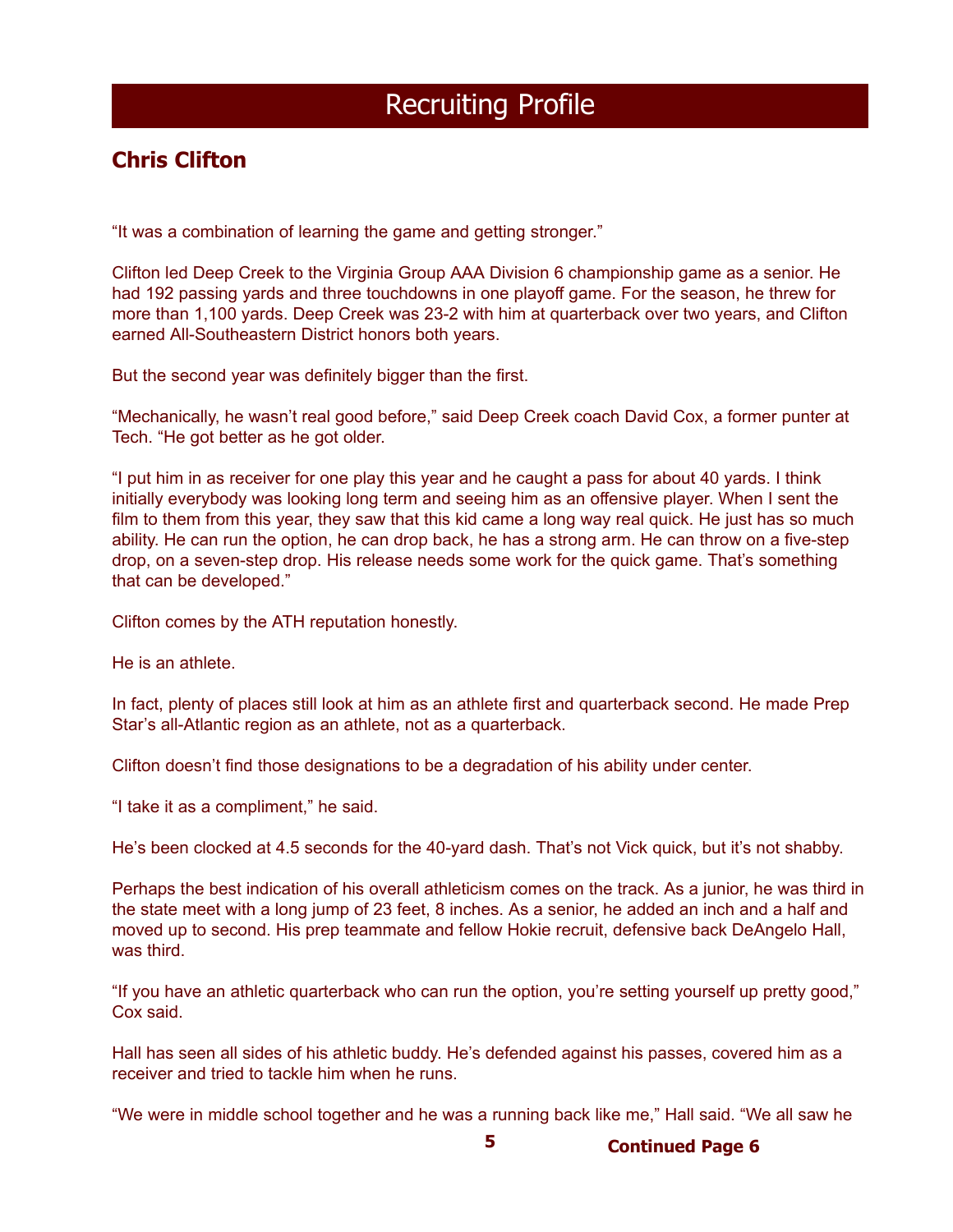# Recruiting Profile

## Chris Clifton

"It was a combination of learning the game and getting stronger."

Clifton led Deep Creek to the Virginia Group AAA Division 6 championship game as a senior. He had 192 passing yards and three touchdowns in one playoff game. For the season, he threw for more than 1,100 yards. Deep Creek was 23-2 with him at quarterback over two years, and Clifton earned All-Southeastern District honors both years.

But the second year was definitely bigger than the first.

"Mechanically, he wasn't real good before," said Deep Creek coach David Cox, a former punter at Tech. "He got better as he got older.

"I put him in as receiver for one play this year and he caught a pass for about 40 yards. I think initially everybody was looking long term and seeing him as an offensive player. When I sent the film to them from this year, they saw that this kid came a long way real quick. He just has so much ability. He can run the option, he can drop back, he has a strong arm. He can throw on a five-step drop, on a seven-step drop. His release needs some work for the quick game. That's something that can be developed."

Clifton comes by the ATH reputation honestly.

He is an athlete.

In fact, plenty of places still look at him as an athlete first and quarterback second. He made Prep Star's all-Atlantic region as an athlete, not as a quarterback.

Clifton doesn't find those designations to be a degradation of his ability under center.

"I take it as a compliment," he said.

He's been clocked at 4.5 seconds for the 40-yard dash. That's not Vick quick, but it's not shabby.

Perhaps the best indication of his overall athleticism comes on the track. As a junior, he was third in the state meet with a long jump of 23 feet, 8 inches. As a senior, he added an inch and a half and moved up to second. His prep teammate and fellow Hokie recruit, defensive back DeAngelo Hall, was third.

"If you have an athletic quarterback who can run the option, you're setting yourself up pretty good," Cox said.

Hall has seen all sides of his athletic buddy. He's defended against his passes, covered him as a receiver and tried to tackle him when he runs.

"We were in middle school together and he was a running back like me," Hall said. "We all saw he

**Continued Page 6**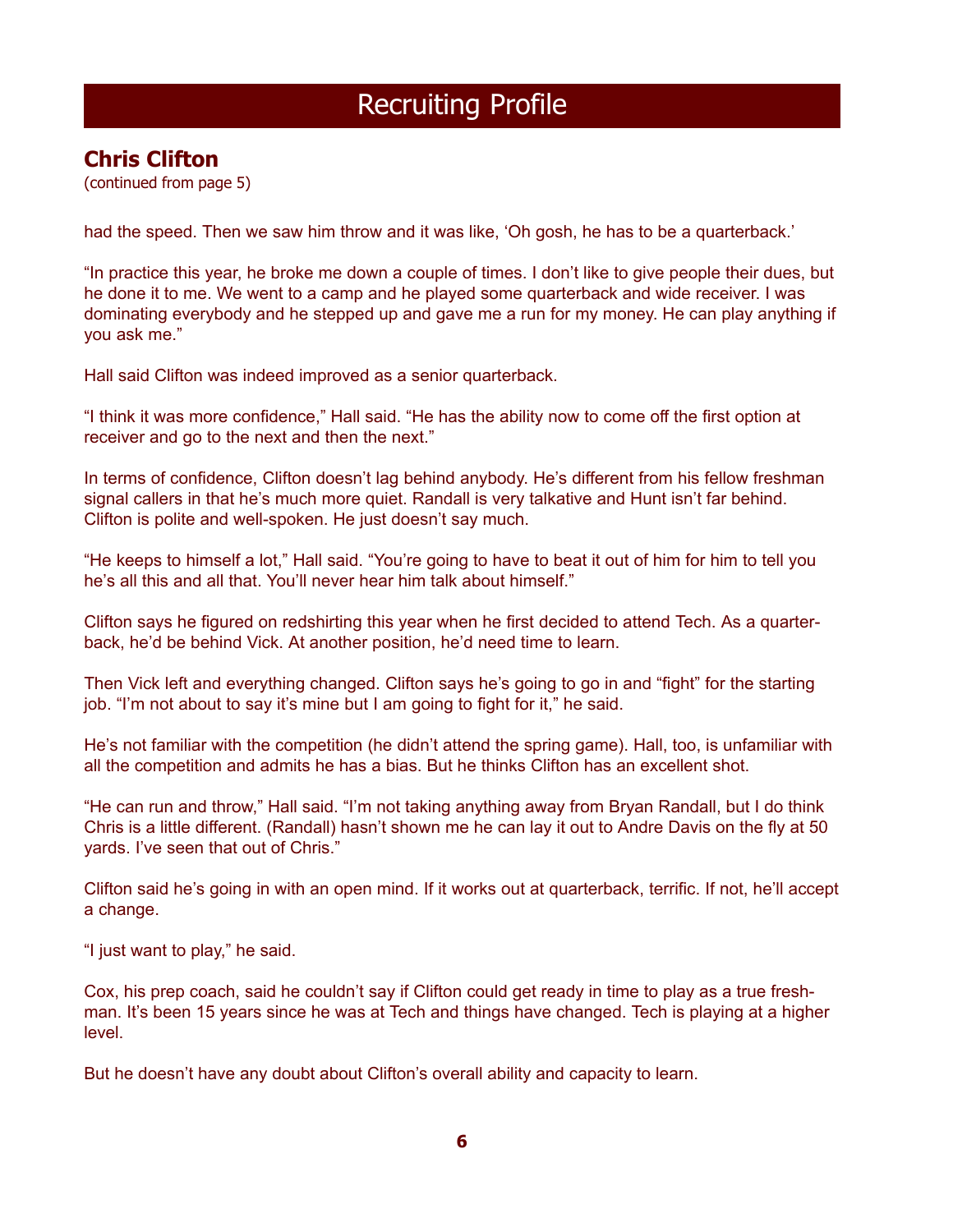# Recruiting Profile

## Chris Clifton

(continued from page 5)

had the speed. Then we saw him throw and it was like, 'Oh gosh, he has to be a quarterback.'

"In practice this year, he broke me down a couple of times. I don't like to give people their dues, but he done it to me. We went to a camp and he played some quarterback and wide receiver. I was dominating everybody and he stepped up and gave me a run for my money. He can play anything if you ask me."

Hall said Clifton was indeed improved as a senior quarterback.

"I think it was more confidence," Hall said. "He has the ability now to come off the first option at receiver and go to the next and then the next."

In terms of confidence, Clifton doesn't lag behind anybody. He's different from his fellow freshman signal callers in that he's much more quiet. Randall is very talkative and Hunt isn't far behind. Clifton is polite and well-spoken. He just doesn't say much.

"He keeps to himself a lot," Hall said. "You're going to have to beat it out of him for him to tell you he's all this and all that. You'll never hear him talk about himself."

Clifton says he figured on redshirting this year when he first decided to attend Tech. As a quarterback, he'd be behind Vick. At another position, he'd need time to learn.

Then Vick left and everything changed. Clifton says he's going to go in and "fight" for the starting job. "I'm not about to say it's mine but I am going to fight for it," he said.

He's not familiar with the competition (he didn't attend the spring game). Hall, too, is unfamiliar with all the competition and admits he has a bias. But he thinks Clifton has an excellent shot.

"He can run and throw," Hall said. "I'm not taking anything away from Bryan Randall, but I do think Chris is a little different. (Randall) hasn't shown me he can lay it out to Andre Davis on the fly at 50 yards. I've seen that out of Chris."

Clifton said he's going in with an open mind. If it works out at quarterback, terrific. If not, he'll accept a change.

"I just want to play," he said.

Cox, his prep coach, said he couldn't say if Clifton could get ready in time to play as a true freshman. It's been 15 years since he was at Tech and things have changed. Tech is playing at a higher level.

But he doesn't have any doubt about Clifton's overall ability and capacity to learn.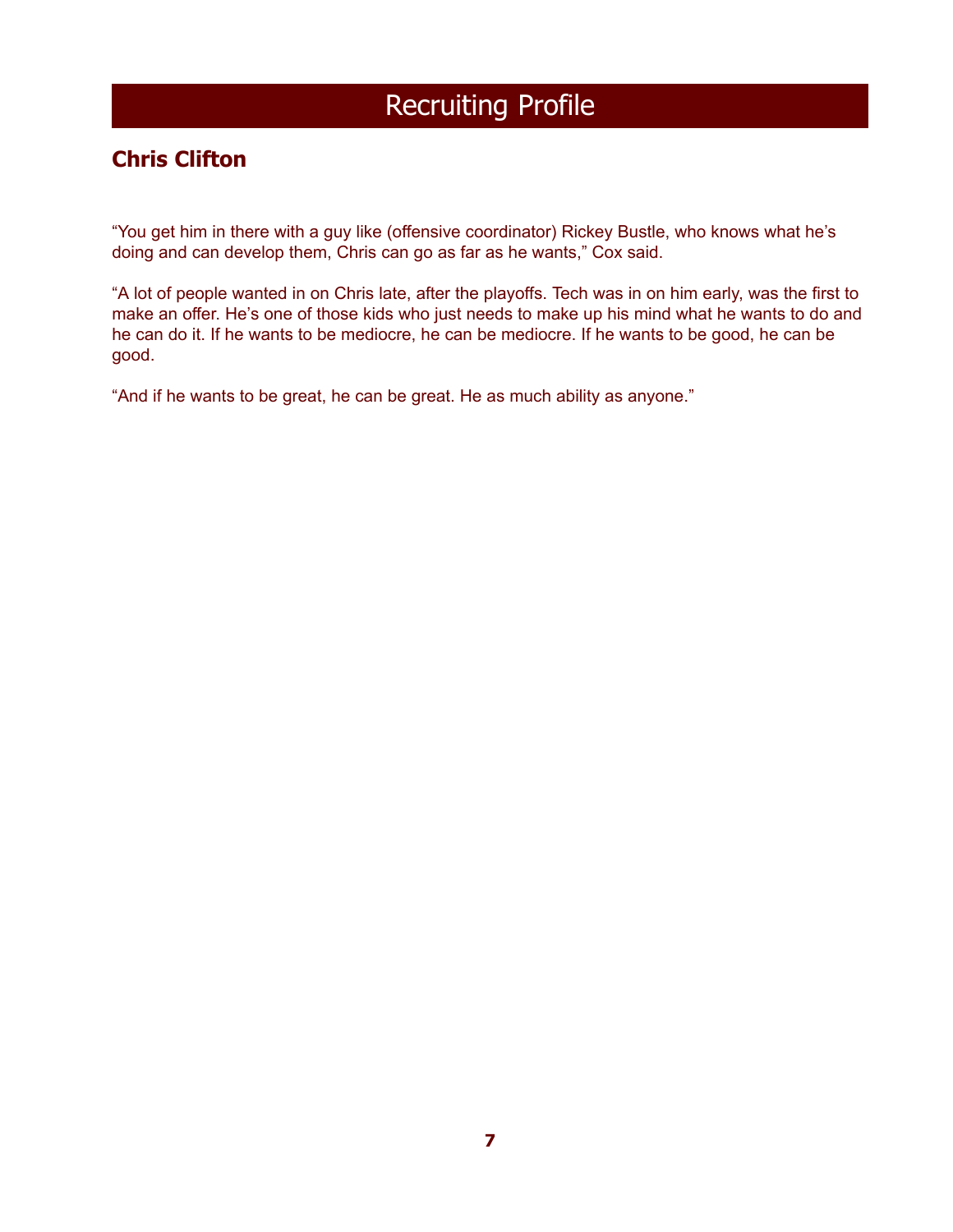# Recruiting Profile

## Chris Clifton

"You get him in there with a guy like (offensive coordinator) Rickey Bustle, who knows what he's doing and can develop them, Chris can go as far as he wants," Cox said.

"A lot of people wanted in on Chris late, after the playoffs. Tech was in on him early, was the first to make an offer. He's one of those kids who just needs to make up his mind what he wants to do and he can do it. If he wants to be mediocre, he can be mediocre. If he wants to be good, he can be good.

"And if he wants to be great, he can be great. He as much ability as anyone."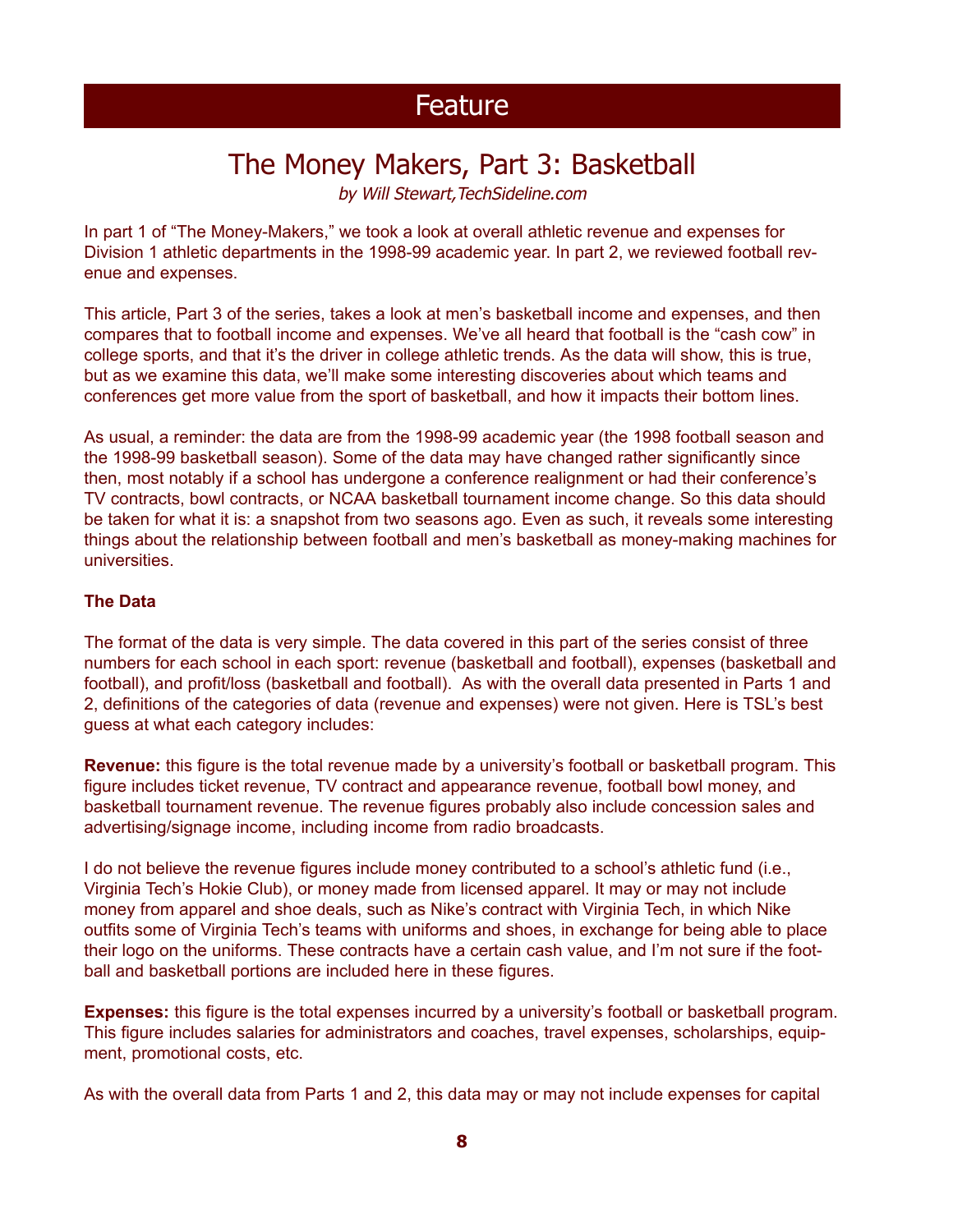# Feature

## The Money Makers, Part 3: Basketball

*by Will Stewart,TechSideline.com*

In part 1 of "The Money-Makers," we took a look at overall athletic revenue and expenses for Division 1 athletic departments in the 1998-99 academic year. In part 2, we reviewed football revenue and expenses.

This article, Part 3 of the series, takes a look at men's basketball income and expenses, and then compares that to football income and expenses. We've all heard that football is the "cash cow" in college sports, and that it's the driver in college athletic trends. As the data will show, this is true, but as we examine this data, we'll make some interesting discoveries about which teams and conferences get more value from the sport of basketball, and how it impacts their bottom lines.

As usual, a reminder: the data are from the 1998-99 academic year (the 1998 football season and the 1998-99 basketball season). Some of the data may have changed rather significantly since then, most notably if a school has undergone a conference realignment or had their conference's TV contracts, bowl contracts, or NCAA basketball tournament income change. So this data should be taken for what it is: a snapshot from two seasons ago. Even as such, it reveals some interesting things about the relationship between football and men's basketball as money-making machines for universities.

### The Data

The format of the data is very simple. The data covered in this part of the series consist of three numbers for each school in each sport: revenue (basketball and football), expenses (basketball and football), and profit/loss (basketball and football). As with the overall data presented in Parts 1 and 2, definitions of the categories of data (revenue and expenses) were not given. Here is TSL's best guess at what each category includes:

**Revenue:** this figure is the total revenue made by a university's football or basketball program. This figure includes ticket revenue, TV contract and appearance revenue, football bowl money, and basketball tournament revenue. The revenue figures probably also include concession sales and advertising/signage income, including income from radio broadcasts.

I do not believe the revenue figures include money contributed to a school's athletic fund (i.e., Virginia Tech's Hokie Club), or money made from licensed apparel. It may or may not include money from apparel and shoe deals, such as Nike's contract with Virginia Tech, in which Nike outfits some of Virginia Tech's teams with uniforms and shoes, in exchange for being able to place their logo on the uniforms. These contracts have a certain cash value, and I'm not sure if the football and basketball portions are included here in these figures.

**Expenses:** this figure is the total expenses incurred by a university's football or basketball program. This figure includes salaries for administrators and coaches, travel expenses, scholarships, equipment, promotional costs, etc.

As with the overall data from Parts 1 and 2, this data may or may not include expenses for capital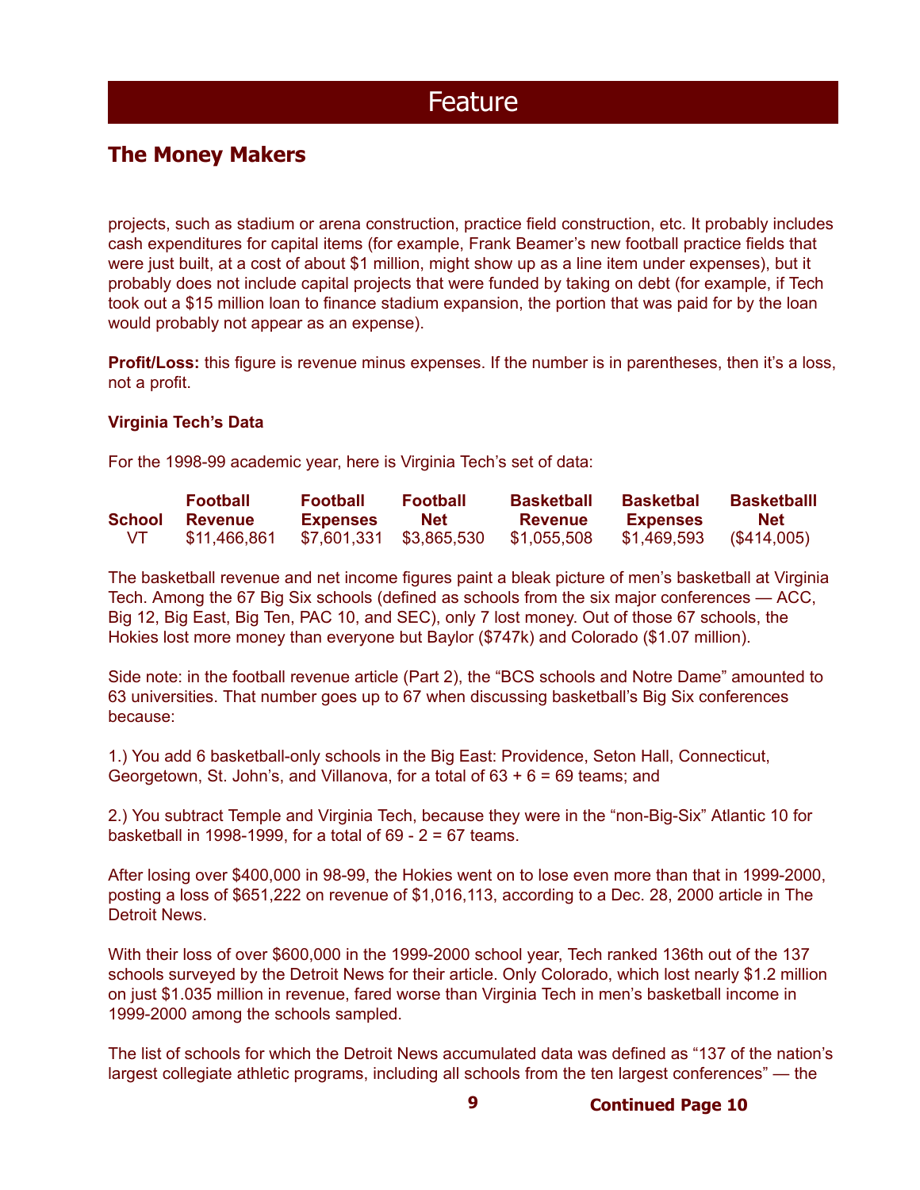## The Money Makers

projects, such as stadium or arena construction, practice field construction, etc. It probably includes cash expenditures for capital items (for example, Frank Beamer's new football practice fields that were just built, at a cost of about $1 million, might show up as a line item under expenses), but it probably does not include capital projects that were funded by taking on debt (for example, if Tech took out a $15 million loan to finance stadium expansion, the portion that was paid for by the loan would probably not appear as an expense).

**Profit/Loss:** this figure is revenue minus expenses. If the number is in parentheses, then it's a loss, not a profit.

### Virginia Tech's Data

For the 1998-99 academic year, here is Virginia Tech's set of data:

| School | Football Revenue | Football Expenses | Football Net | Basketball Revenue | Basketbal Expenses | Basketballl Net |
|---|---|---|---|---|---|---|
| VT | $11,466,861 | $7,601,331 | $3,865,530 | $1,055,508 | $1,469,593 | ($414,005) |

The basketball revenue and net income figures paint a bleak picture of men's basketball at Virginia Tech. Among the 67 Big Six schools (defined as schools from the six major conferences — ACC, Big 12, Big East, Big Ten, PAC 10, and SEC), only 7 lost money. Out of those 67 schools, the Hokies lost more money than everyone but Baylor ($747k) and Colorado ($1.07 million).

Side note: in the football revenue article (Part 2), the "BCS schools and Notre Dame" amounted to 63 universities. That number goes up to 67 when discussing basketball's Big Six conferences because:

1.) You add 6 basketball-only schools in the Big East: Providence, Seton Hall, Connecticut, Georgetown, St. John's, and Villanova, for a total of 63 + 6 = 69 teams; and

2.) You subtract Temple and Virginia Tech, because they were in the "non-Big-Six" Atlantic 10 for basketball in 1998-1999, for a total of 69 - 2 = 67 teams.

After losing over $400,000 in 98-99, the Hokies went on to lose even more than that in 1999-2000, posting a loss of $651,222 on revenue of $1,016,113, according to a Dec. 28, 2000 article in The Detroit News.

With their loss of over $600,000 in the 1999-2000 school year, Tech ranked 136th out of the 137 schools surveyed by the Detroit News for their article. Only Colorado, which lost nearly $1.2 million on just $1.035 million in revenue, fared worse than Virginia Tech in men's basketball income in 1999-2000 among the schools sampled.

The list of schools for which the Detroit News accumulated data was defined as "137 of the nation's largest collegiate athletic programs, including all schools from the ten largest conferences" — the

**Continued Page 10**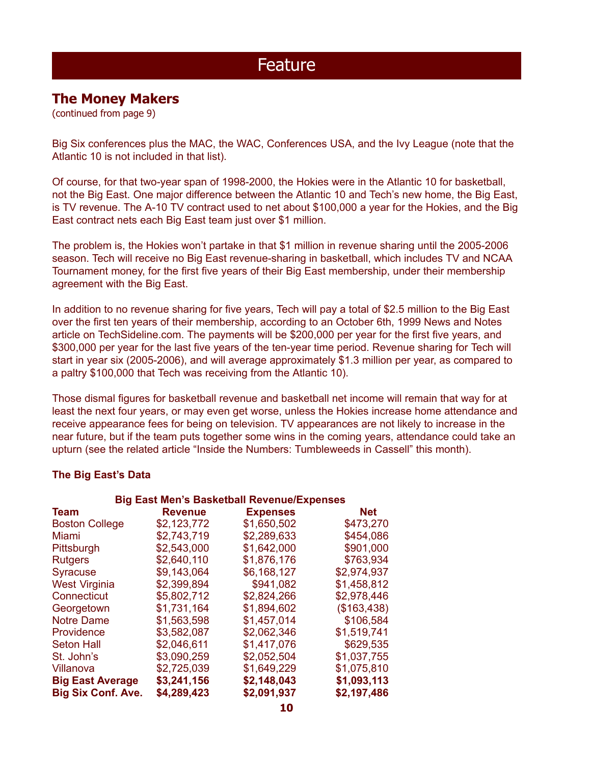## The Money Makers

(continued from page 9)

Big Six conferences plus the MAC, the WAC, Conferences USA, and the Ivy League (note that the Atlantic 10 is not included in that list).

Of course, for that two-year span of 1998-2000, the Hokies were in the Atlantic 10 for basketball, not the Big East. One major difference between the Atlantic 10 and Tech's new home, the Big East, is TV revenue. The A-10 TV contract used to net about $100,000 a year for the Hokies, and the Big East contract nets each Big East team just over $1 million.

The problem is, the Hokies won't partake in that $1 million in revenue sharing until the 2005-2006 season. Tech will receive no Big East revenue-sharing in basketball, which includes TV and NCAA Tournament money, for the first five years of their Big East membership, under their membership agreement with the Big East.

In addition to no revenue sharing for five years, Tech will pay a total of $2.5 million to the Big East over the first ten years of their membership, according to an October 6th, 1999 News and Notes article on TechSideline.com. The payments will be $200,000 per year for the first five years, and $300,000 per year for the last five years of the ten-year time period. Revenue sharing for Tech will start in year six (2005-2006), and will average approximately $1.3 million per year, as compared to a paltry $100,000 that Tech was receiving from the Atlantic 10).

Those dismal figures for basketball revenue and basketball net income will remain that way for at least the next four years, or may even get worse, unless the Hokies increase home attendance and receive appearance fees for being on television. TV appearances are not likely to increase in the near future, but if the team puts together some wins in the coming years, attendance could take an upturn (see the related article "Inside the Numbers: Tumbleweeds in Cassell" this month).

### The Big East's Data

**Big East Men's Basketball Revenue/Expenses**

| Team | Revenue | Expenses | Net |
|---|---|---|---|
| Boston College | $2,123,772 | $1,650,502 | $473,270 |
| Miami | $2,743,719 | $2,289,633 | $454,086 |
| Pittsburgh | $2,543,000 | $1,642,000 | $901,000 |
| Rutgers | $2,640,110 | $1,876,176 | $763,934 |
| Syracuse | $9,143,064 | $6,168,127 | $2,974,937 |
| West Virginia | $2,399,894 | $941,082 | $1,458,812 |
| Connecticut | $5,802,712 | $2,824,266 | $2,978,446 |
| Georgetown | $1,731,164 | $1,894,602 | ($163,438) |
| Notre Dame | $1,563,598 | $1,457,014 | $106,584 |
| Providence | $3,582,087 | $2,062,346 | $1,519,741 |
| Seton Hall | $2,046,611 | $1,417,076 | $629,535 |
| St. John's | $3,090,259 | $2,052,504 | $1,037,755 |
| Villanova | $2,725,039 | $1,649,229 | $1,075,810 |
| **Big East Average** | **$3,241,156** | **$2,148,043** | **$1,093,113** |
| **Big Six Conf. Ave.** | **$4,289,423** | **$2,091,937** | **$2,197,486** |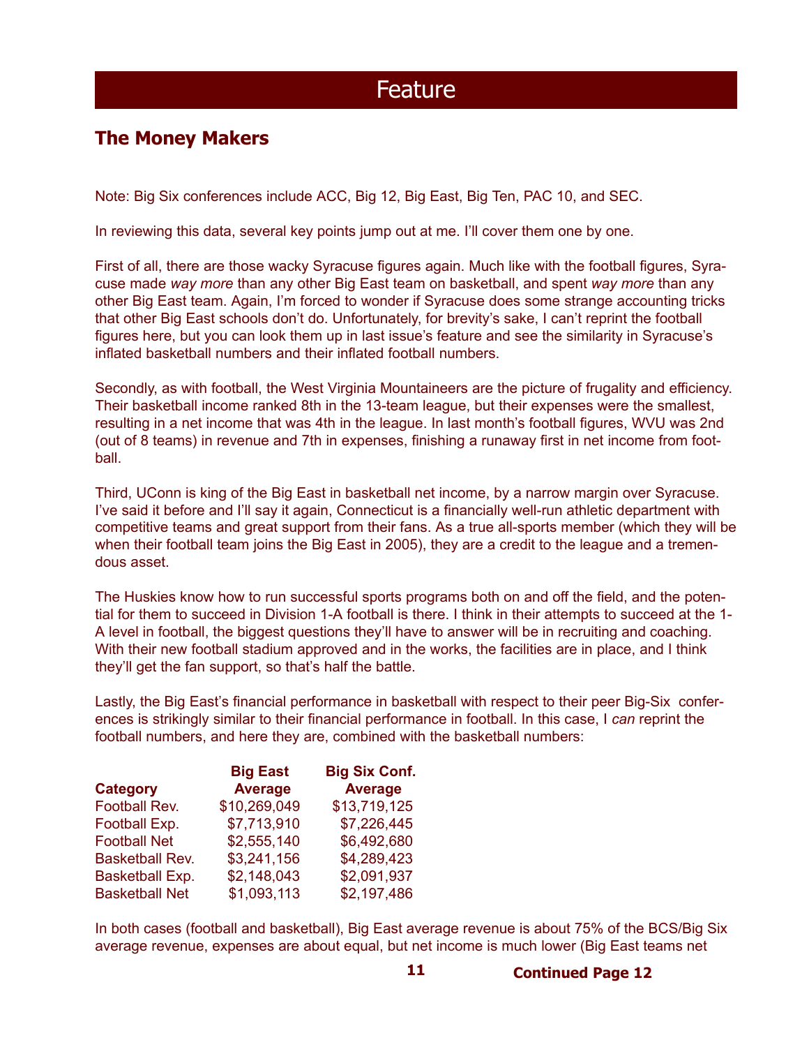# Feature

## The Money Makers

Note: Big Six conferences include ACC, Big 12, Big East, Big Ten, PAC 10, and SEC.

In reviewing this data, several key points jump out at me. I'll cover them one by one.

First of all, there are those wacky Syracuse figures again. Much like with the football figures, Syracuse made *way more* than any other Big East team on basketball, and spent *way more* than any other Big East team. Again, I'm forced to wonder if Syracuse does some strange accounting tricks that other Big East schools don't do. Unfortunately, for brevity's sake, I can't reprint the football figures here, but you can look them up in last issue's feature and see the similarity in Syracuse's inflated basketball numbers and their inflated football numbers.

Secondly, as with football, the West Virginia Mountaineers are the picture of frugality and efficiency. Their basketball income ranked 8th in the 13-team league, but their expenses were the smallest, resulting in a net income that was 4th in the league. In last month's football figures, WVU was 2nd (out of 8 teams) in revenue and 7th in expenses, finishing a runaway first in net income from football.

Third, UConn is king of the Big East in basketball net income, by a narrow margin over Syracuse. I've said it before and I'll say it again, Connecticut is a financially well-run athletic department with competitive teams and great support from their fans. As a true all-sports member (which they will be when their football team joins the Big East in 2005), they are a credit to the league and a tremendous asset.

The Huskies know how to run successful sports programs both on and off the field, and the potential for them to succeed in Division 1-A football is there. I think in their attempts to succeed at the 1-A level in football, the biggest questions they'll have to answer will be in recruiting and coaching. With their new football stadium approved and in the works, the facilities are in place, and I think they'll get the fan support, so that's half the battle.

Lastly, the Big East's financial performance in basketball with respect to their peer Big-Six conferences is strikingly similar to their financial performance in football. In this case, I *can* reprint the football numbers, and here they are, combined with the basketball numbers:

| Category | Big East Average | Big Six Conf. Average |
|---|---|---|
| Football Rev. | $10,269,049 | $13,719,125 |
| Football Exp. | $7,713,910 | $7,226,445 |
| Football Net | $2,555,140 | $6,492,680 |
| Basketball Rev. | $3,241,156 | $4,289,423 |
| Basketball Exp. | $2,148,043 | $2,091,937 |
| Basketball Net | $1,093,113 | $2,197,486 |

In both cases (football and basketball), Big East average revenue is about 75% of the BCS/Big Six average revenue, expenses are about equal, but net income is much lower (Big East teams net

**Continued Page 12**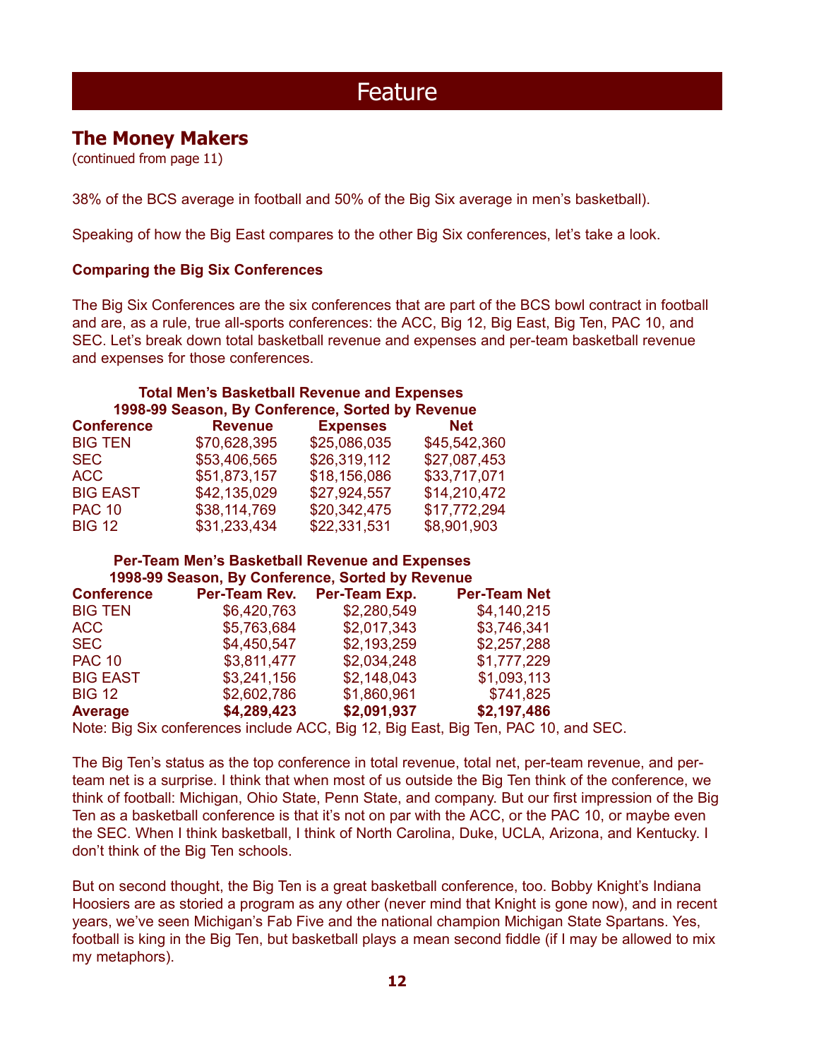# Feature

## The Money Makers

(continued from page 11)

38% of the BCS average in football and 50% of the Big Six average in men's basketball).

Speaking of how the Big East compares to the other Big Six conferences, let's take a look.

### Comparing the Big Six Conferences

The Big Six Conferences are the six conferences that are part of the BCS bowl contract in football and are, as a rule, true all-sports conferences: the ACC, Big 12, Big East, Big Ten, PAC 10, and SEC. Let's break down total basketball revenue and expenses and per-team basketball revenue and expenses for those conferences.

**Total Men's Basketball Revenue and Expenses**
**1998-99 Season, By Conference, Sorted by Revenue**

| Conference | Revenue | Expenses | Net |
|---|---|---|---|
| BIG TEN | $70,628,395 | $25,086,035 | $45,542,360 |
| SEC | $53,406,565 | $26,319,112 | $27,087,453 |
| ACC | $51,873,157 | $18,156,086 | $33,717,071 |
| BIG EAST | $42,135,029 | $27,924,557 | $14,210,472 |
| PAC 10 | $38,114,769 | $20,342,475 | $17,772,294 |
| BIG 12 | $31,233,434 | $22,331,531 | $8,901,903 |

**Per-Team Men's Basketball Revenue and Expenses**
**1998-99 Season, By Conference, Sorted by Revenue**

| Conference | Per-Team Rev. | Per-Team Exp. | Per-Team Net |
|---|---|---|---|
| BIG TEN | $6,420,763 | $2,280,549 | $4,140,215 |
| ACC | $5,763,684 | $2,017,343 | $3,746,341 |
| SEC | $4,450,547 | $2,193,259 | $2,257,288 |
| PAC 10 | $3,811,477 | $2,034,248 | $1,777,229 |
| BIG EAST | $3,241,156 | $2,148,043 | $1,093,113 |
| BIG 12 | $2,602,786 | $1,860,961 | $741,825 |
| **Average** | **$4,289,423** | **$2,091,937** | **$2,197,486** |

Note: Big Six conferences include ACC, Big 12, Big East, Big Ten, PAC 10, and SEC.

The Big Ten's status as the top conference in total revenue, total net, per-team revenue, and per-team net is a surprise. I think that when most of us outside the Big Ten think of the conference, we think of football: Michigan, Ohio State, Penn State, and company. But our first impression of the Big Ten as a basketball conference is that it's not on par with the ACC, or the PAC 10, or maybe even the SEC. When I think basketball, I think of North Carolina, Duke, UCLA, Arizona, and Kentucky. I don't think of the Big Ten schools.

But on second thought, the Big Ten is a great basketball conference, too. Bobby Knight's Indiana Hoosiers are as storied a program as any other (never mind that Knight is gone now), and in recent years, we've seen Michigan's Fab Five and the national champion Michigan State Spartans. Yes, football is king in the Big Ten, but basketball plays a mean second fiddle (if I may be allowed to mix my metaphors).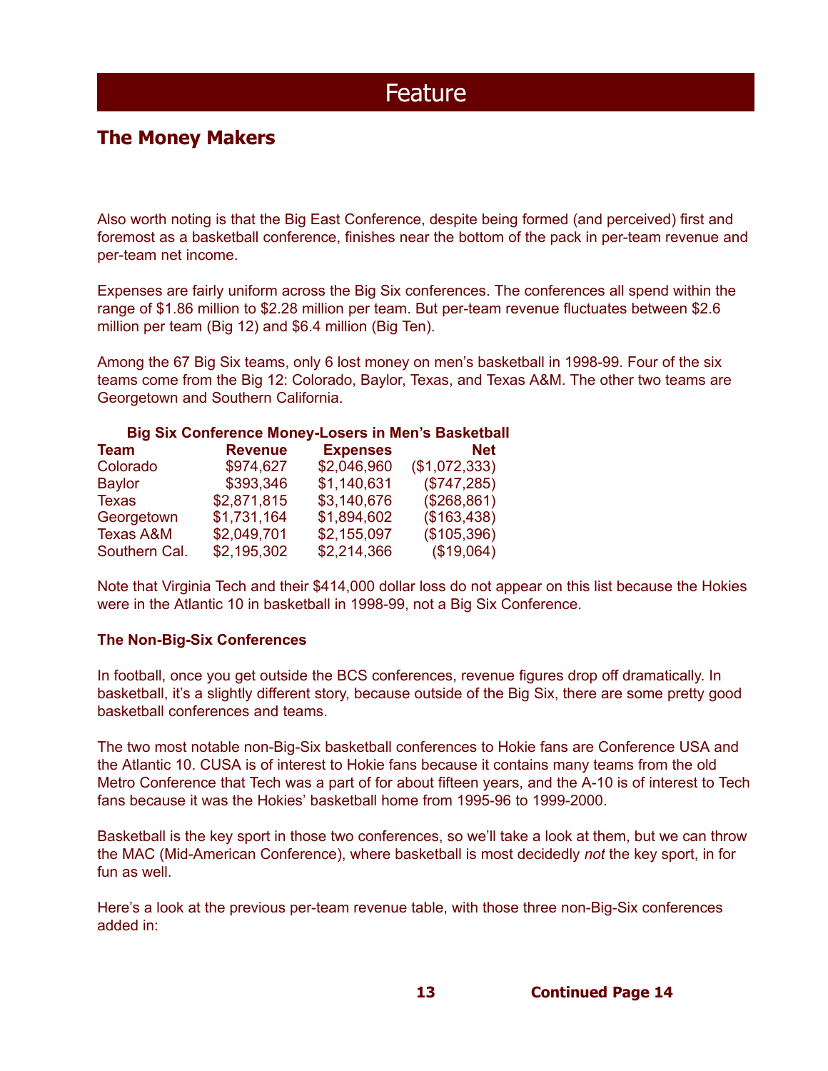# Feature

## The Money Makers

Also worth noting is that the Big East Conference, despite being formed (and perceived) first and foremost as a basketball conference, finishes near the bottom of the pack in per-team revenue and per-team net income.

Expenses are fairly uniform across the Big Six conferences. The conferences all spend within the range of $1.86 million to $2.28 million per team. But per-team revenue fluctuates between $2.6 million per team (Big 12) and $6.4 million (Big Ten).

Among the 67 Big Six teams, only 6 lost money on men's basketball in 1998-99. Four of the six teams come from the Big 12: Colorado, Baylor, Texas, and Texas A&M. The other two teams are Georgetown and Southern California.

**Big Six Conference Money-Losers in Men's Basketball**

| Team | Revenue | Expenses | Net |
|---|---|---|---|
| Colorado | $974,627 | $2,046,960 | ($1,072,333) |
| Baylor | $393,346 | $1,140,631 | ($747,285) |
| Texas | $2,871,815 | $3,140,676 | ($268,861) |
| Georgetown | $1,731,164 | $1,894,602 | ($163,438) |
| Texas A&M | $2,049,701 | $2,155,097 | ($105,396) |
| Southern Cal. | $2,195,302 | $2,214,366 | ($19,064) |

Note that Virginia Tech and their $414,000 dollar loss do not appear on this list because the Hokies were in the Atlantic 10 in basketball in 1998-99, not a Big Six Conference.

### The Non-Big-Six Conferences

In football, once you get outside the BCS conferences, revenue figures drop off dramatically. In basketball, it's a slightly different story, because outside of the Big Six, there are some pretty good basketball conferences and teams.

The two most notable non-Big-Six basketball conferences to Hokie fans are Conference USA and the Atlantic 10. CUSA is of interest to Hokie fans because it contains many teams from the old Metro Conference that Tech was a part of for about fifteen years, and the A-10 is of interest to Tech fans because it was the Hokies' basketball home from 1995-96 to 1999-2000.

Basketball is the key sport in those two conferences, so we'll take a look at them, but we can throw the MAC (Mid-American Conference), where basketball is most decidedly *not* the key sport, in for fun as well.

Here's a look at the previous per-team revenue table, with those three non-Big-Six conferences added in:

**Continued Page 14**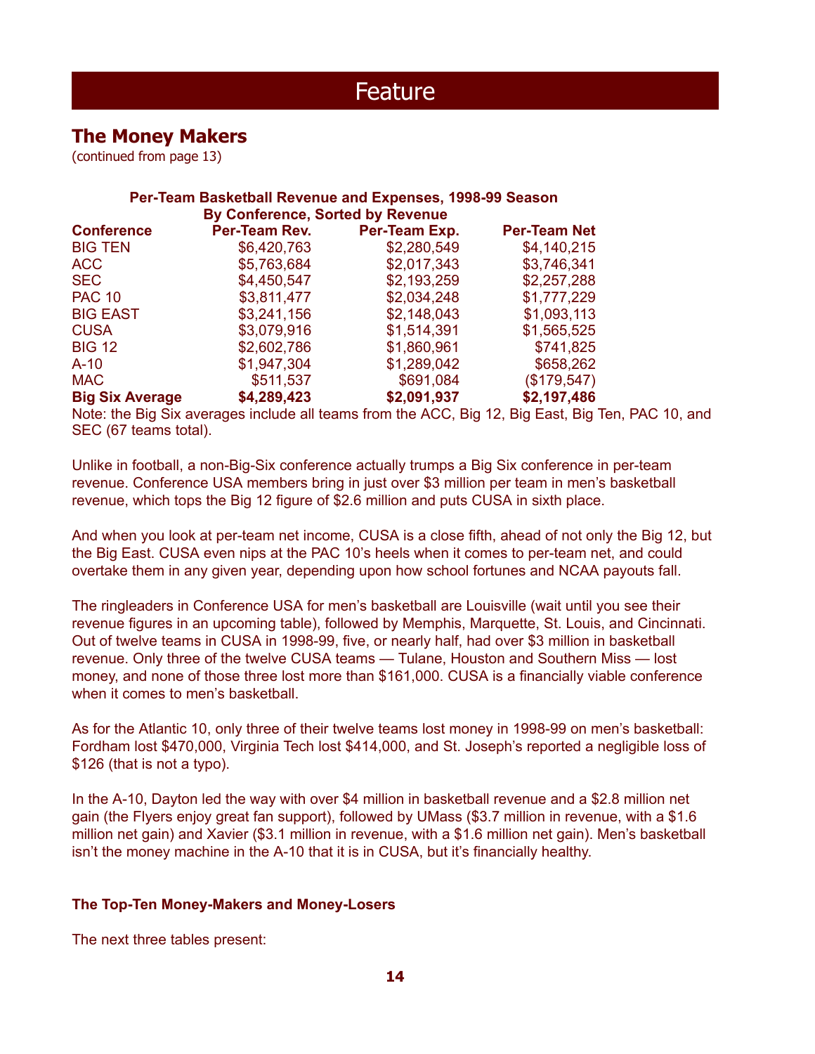## Feature

### The Money Makers

(continued from page 13)

**Per-Team Basketball Revenue and Expenses, 1998-99 Season**
**By Conference, Sorted by Revenue**

| Conference | Per-Team Rev. | Per-Team Exp. | Per-Team Net |
|---|---|---|---|
| BIG TEN | $6,420,763 | $2,280,549 | $4,140,215 |
| ACC | $5,763,684 | $2,017,343 | $3,746,341 |
| SEC | $4,450,547 | $2,193,259 | $2,257,288 |
| PAC 10 | $3,811,477 | $2,034,248 | $1,777,229 |
| BIG EAST | $3,241,156 | $2,148,043 | $1,093,113 |
| CUSA | $3,079,916 | $1,514,391 | $1,565,525 |
| BIG 12 | $2,602,786 | $1,860,961 | $741,825 |
| A-10 | $1,947,304 | $1,289,042 | $658,262 |
| MAC | $511,537 | $691,084 | ($179,547) |
| **Big Six Average** | **$4,289,423** | **$2,091,937** | **$2,197,486** |

Note: the Big Six averages include all teams from the ACC, Big 12, Big East, Big Ten, PAC 10, and SEC (67 teams total).

Unlike in football, a non-Big-Six conference actually trumps a Big Six conference in per-team revenue. Conference USA members bring in just over $3 million per team in men's basketball revenue, which tops the Big 12 figure of $2.6 million and puts CUSA in sixth place.

And when you look at per-team net income, CUSA is a close fifth, ahead of not only the Big 12, but the Big East. CUSA even nips at the PAC 10's heels when it comes to per-team net, and could overtake them in any given year, depending upon how school fortunes and NCAA payouts fall.

The ringleaders in Conference USA for men's basketball are Louisville (wait until you see their revenue figures in an upcoming table), followed by Memphis, Marquette, St. Louis, and Cincinnati. Out of twelve teams in CUSA in 1998-99, five, or nearly half, had over $3 million in basketball revenue. Only three of the twelve CUSA teams — Tulane, Houston and Southern Miss — lost money, and none of those three lost more than $161,000. CUSA is a financially viable conference when it comes to men's basketball.

As for the Atlantic 10, only three of their twelve teams lost money in 1998-99 on men's basketball: Fordham lost $470,000, Virginia Tech lost $414,000, and St. Joseph's reported a negligible loss of $126 (that is not a typo).

In the A-10, Dayton led the way with over $4 million in basketball revenue and a $2.8 million net gain (the Flyers enjoy great fan support), followed by UMass ($3.7 million in revenue, with a $1.6 million net gain) and Xavier ($3.1 million in revenue, with a $1.6 million net gain). Men's basketball isn't the money machine in the A-10 that it is in CUSA, but it's financially healthy.

#### The Top-Ten Money-Makers and Money-Losers

The next three tables present: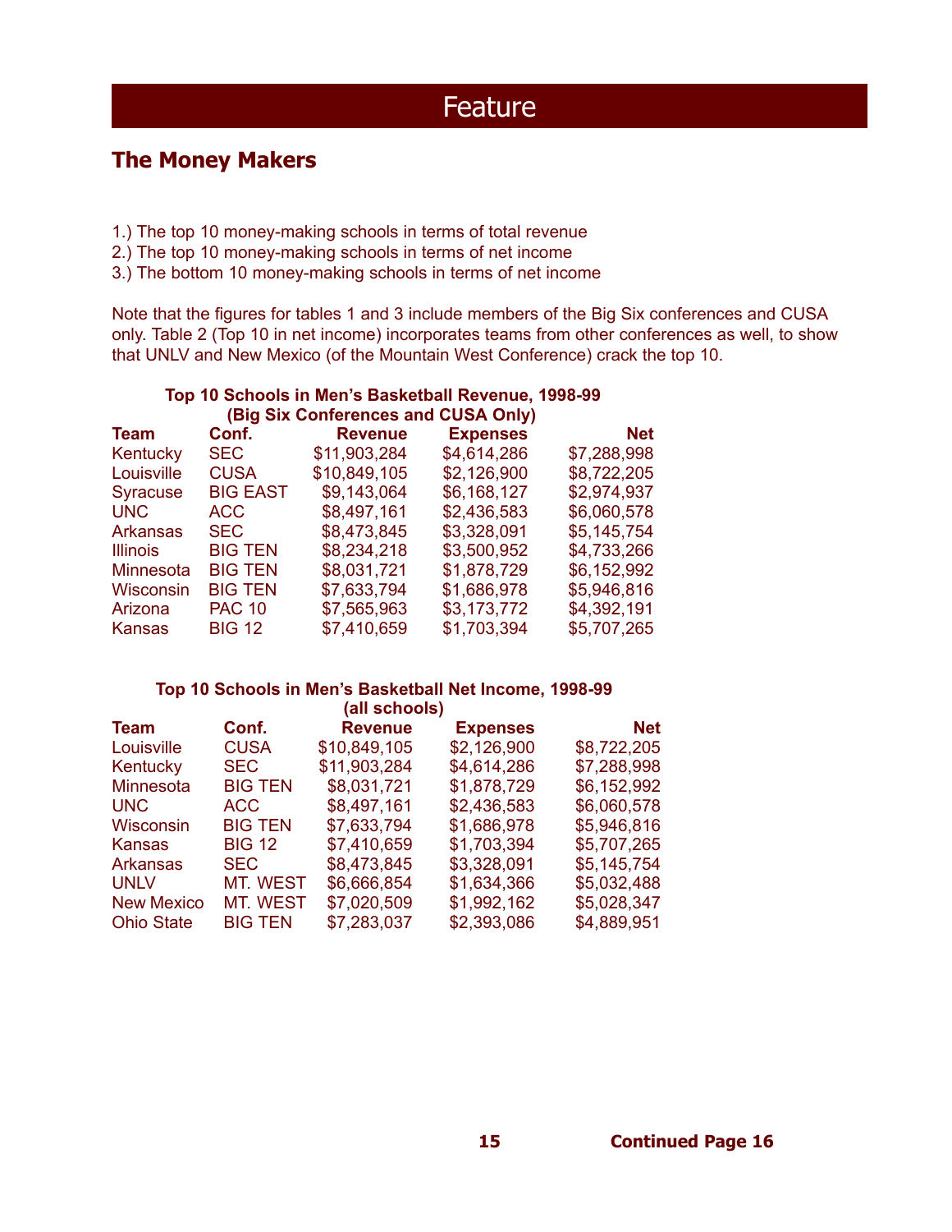# Feature

## The Money Makers

1.) The top 10 money-making schools in terms of total revenue
2.) The top 10 money-making schools in terms of net income
3.) The bottom 10 money-making schools in terms of net income

Note that the figures for tables 1 and 3 include members of the Big Six conferences and CUSA only. Table 2 (Top 10 in net income) incorporates teams from other conferences as well, to show that UNLV and New Mexico (of the Mountain West Conference) crack the top 10.

**Top 10 Schools in Men's Basketball Revenue, 1998-99 (Big Six Conferences and CUSA Only)**

| Team | Conf. | Revenue | Expenses | Net |
|---|---|---|---|---|
| Kentucky | SEC | $11,903,284 | $4,614,286 | $7,288,998 |
| Louisville | CUSA | $10,849,105 | $2,126,900 | $8,722,205 |
| Syracuse | BIG EAST | $9,143,064 | $6,168,127 | $2,974,937 |
| UNC | ACC | $8,497,161 | $2,436,583 | $6,060,578 |
| Arkansas | SEC | $8,473,845 | $3,328,091 | $5,145,754 |
| Illinois | BIG TEN | $8,234,218 | $3,500,952 | $4,733,266 |
| Minnesota | BIG TEN | $8,031,721 | $1,878,729 | $6,152,992 |
| Wisconsin | BIG TEN | $7,633,794 | $1,686,978 | $5,946,816 |
| Arizona | PAC 10 | $7,565,963 | $3,173,772 | $4,392,191 |
| Kansas | BIG 12 | $7,410,659 | $1,703,394 | $5,707,265 |

**Top 10 Schools in Men's Basketball Net Income, 1998-99 (all schools)**

| Team | Conf. | Revenue | Expenses | Net |
|---|---|---|---|---|
| Louisville | CUSA | $10,849,105 | $2,126,900 | $8,722,205 |
| Kentucky | SEC | $11,903,284 | $4,614,286 | $7,288,998 |
| Minnesota | BIG TEN | $8,031,721 | $1,878,729 | $6,152,992 |
| UNC | ACC | $8,497,161 | $2,436,583 | $6,060,578 |
| Wisconsin | BIG TEN | $7,633,794 | $1,686,978 | $5,946,816 |
| Kansas | BIG 12 | $7,410,659 | $1,703,394 | $5,707,265 |
| Arkansas | SEC | $8,473,845 | $3,328,091 | $5,145,754 |
| UNLV | MT. WEST | $6,666,854 | $1,634,366 | $5,032,488 |
| New Mexico | MT. WEST | $7,020,509 | $1,992,162 | $5,028,347 |
| Ohio State | BIG TEN | $7,283,037 | $2,393,086 | $4,889,951 |

**Continued Page 16**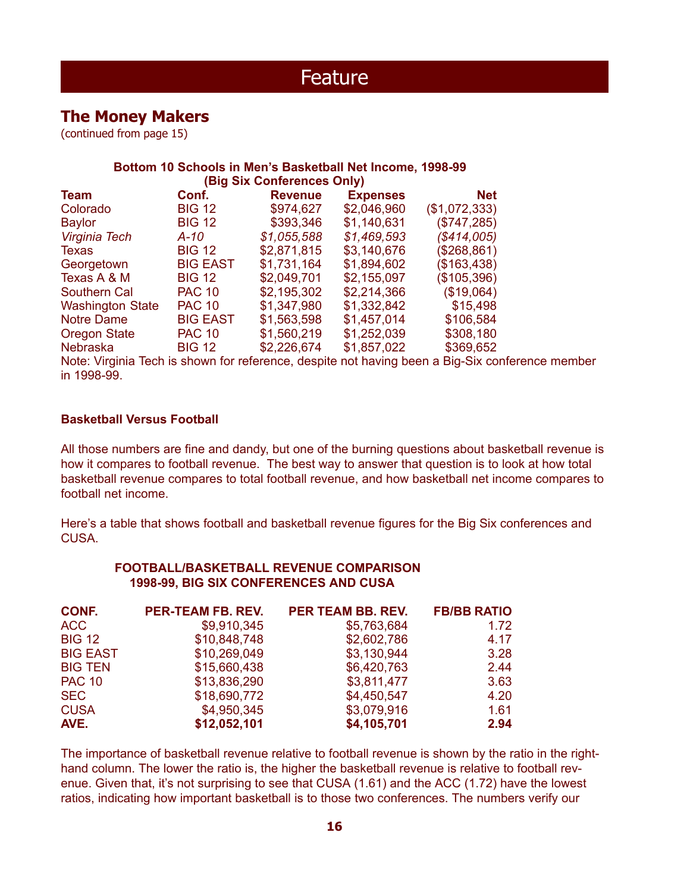## Feature

### The Money Makers

(continued from page 15)

**Bottom 10 Schools in Men's Basketball Net Income, 1998-99 (Big Six Conferences Only)**

| Team | Conf. | Revenue | Expenses | Net |
|---|---|---|---|---|
| Colorado | BIG 12 | $974,627 | $2,046,960 | ($1,072,333) |
| Baylor | BIG 12 | $393,346 | $1,140,631 | ($747,285) |
| *Virginia Tech* | *A-10* | *$1,055,588* | *$1,469,593* | *($414,005)* |
| Texas | BIG 12 | $2,871,815 | $3,140,676 | ($268,861) |
| Georgetown | BIG EAST | $1,731,164 | $1,894,602 | ($163,438) |
| Texas A & M | BIG 12 | $2,049,701 | $2,155,097 | ($105,396) |
| Southern Cal | PAC 10 | $2,195,302 | $2,214,366 | ($19,064) |
| Washington State | PAC 10 | $1,347,980 | $1,332,842 | $15,498 |
| Notre Dame | BIG EAST | $1,563,598 | $1,457,014 | $106,584 |
| Oregon State | PAC 10 | $1,560,219 | $1,252,039 | $308,180 |
| Nebraska | BIG 12 | $2,226,674 | $1,857,022 | $369,652 |

Note: Virginia Tech is shown for reference, despite not having been a Big-Six conference member in 1998-99.

#### Basketball Versus Football

All those numbers are fine and dandy, but one of the burning questions about basketball revenue is how it compares to football revenue. The best way to answer that question is to look at how total basketball revenue compares to total football revenue, and how basketball net income compares to football net income.

Here's a table that shows football and basketball revenue figures for the Big Six conferences and CUSA.

**FOOTBALL/BASKETBALL REVENUE COMPARISON 1998-99, BIG SIX CONFERENCES AND CUSA**

| CONF. | PER-TEAM FB. REV. | PER TEAM BB. REV. | FB/BB RATIO |
|---|---|---|---|
| ACC | $9,910,345 | $5,763,684 | 1.72 |
| BIG 12 | $10,848,748 | $2,602,786 | 4.17 |
| BIG EAST | $10,269,049 | $3,130,944 | 3.28 |
| BIG TEN | $15,660,438 | $6,420,763 | 2.44 |
| PAC 10 | $13,836,290 | $3,811,477 | 3.63 |
| SEC | $18,690,772 | $4,450,547 | 4.20 |
| CUSA | $4,950,345 | $3,079,916 | 1.61 |
| **AVE.** | **$12,052,101** | **$4,105,701** | **2.94** |

The importance of basketball revenue relative to football revenue is shown by the ratio in the right-hand column. The lower the ratio is, the higher the basketball revenue is relative to football revenue. Given that, it's not surprising to see that CUSA (1.61) and the ACC (1.72) have the lowest ratios, indicating how important basketball is to those two conferences. The numbers verify our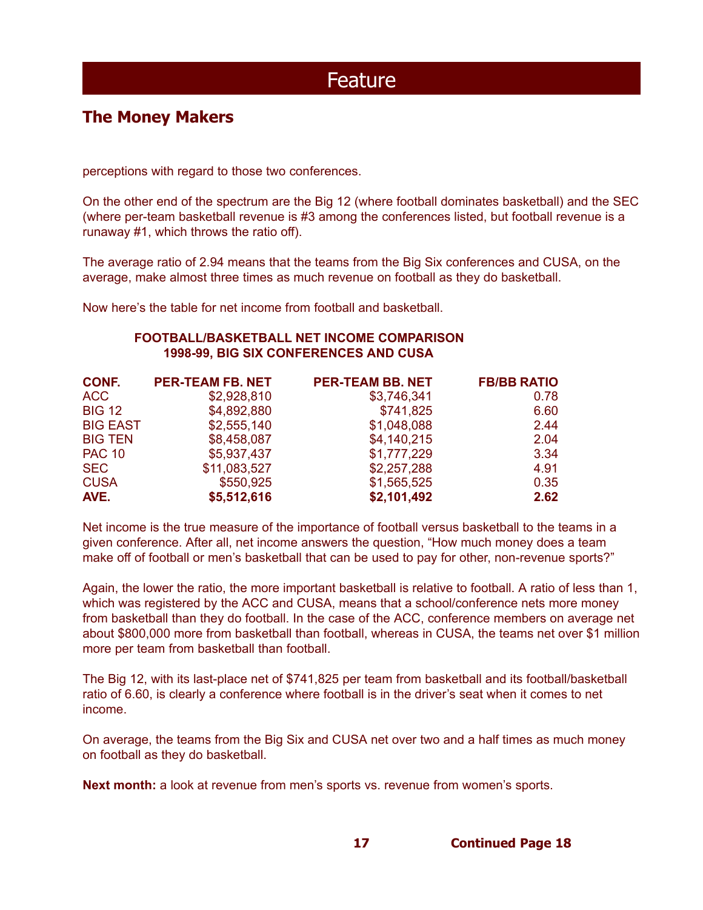# Feature

## The Money Makers

perceptions with regard to those two conferences.

On the other end of the spectrum are the Big 12 (where football dominates basketball) and the SEC (where per-team basketball revenue is #3 among the conferences listed, but football revenue is a runaway #1, which throws the ratio off).

The average ratio of 2.94 means that the teams from the Big Six conferences and CUSA, on the average, make almost three times as much revenue on football as they do basketball.

Now here's the table for net income from football and basketball.

**FOOTBALL/BASKETBALL NET INCOME COMPARISON**
**1998-99, BIG SIX CONFERENCES AND CUSA**

| CONF. | PER-TEAM FB. NET | PER-TEAM BB. NET | FB/BB RATIO |
|---|---:|---:|---:|
| ACC | $2,928,810 | $3,746,341 | 0.78 |
| BIG 12 | $4,892,880 | $741,825 | 6.60 |
| BIG EAST | $2,555,140 | $1,048,088 | 2.44 |
| BIG TEN | $8,458,087 | $4,140,215 | 2.04 |
| PAC 10 | $5,937,437 | $1,777,229 | 3.34 |
| SEC | $11,083,527 | $2,257,288 | 4.91 |
| CUSA | $550,925 | $1,565,525 | 0.35 |
| **AVE.** | **$5,512,616** | **$2,101,492** | **2.62** |

Net income is the true measure of the importance of football versus basketball to the teams in a given conference. After all, net income answers the question, "How much money does a team make off of football or men's basketball that can be used to pay for other, non-revenue sports?"

Again, the lower the ratio, the more important basketball is relative to football. A ratio of less than 1, which was registered by the ACC and CUSA, means that a school/conference nets more money from basketball than they do football. In the case of the ACC, conference members on average net about $800,000 more from basketball than football, whereas in CUSA, the teams net over $1 million more per team from basketball than football.

The Big 12, with its last-place net of $741,825 per team from basketball and its football/basketball ratio of 6.60, is clearly a conference where football is in the driver's seat when it comes to net income.

On average, the teams from the Big Six and CUSA net over two and a half times as much money on football as they do basketball.

**Next month:** a look at revenue from men's sports vs. revenue from women's sports.

**Continued Page 18**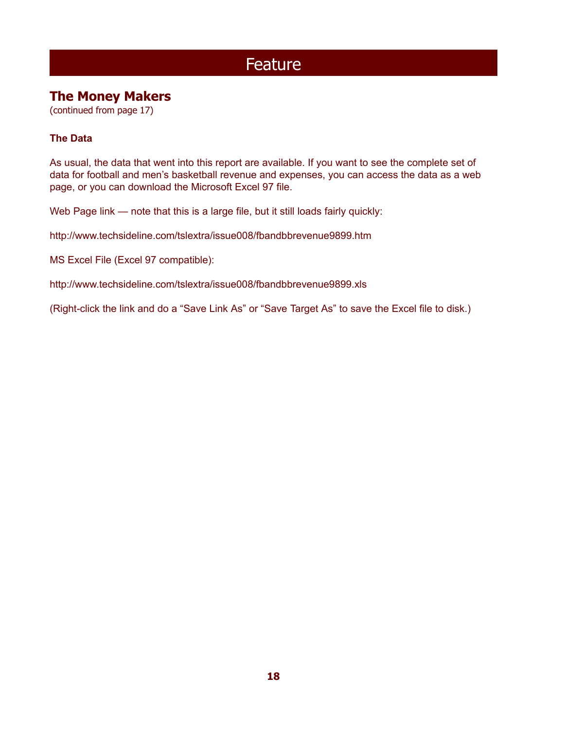# Feature

## The Money Makers

(continued from page 17)

### The Data

As usual, the data that went into this report are available. If you want to see the complete set of data for football and men's basketball revenue and expenses, you can access the data as a web page, or you can download the Microsoft Excel 97 file.

Web Page link — note that this is a large file, but it still loads fairly quickly:

http://www.techsideline.com/tslextra/issue008/fbandbbrevenue9899.htm

MS Excel File (Excel 97 compatible):

http://www.techsideline.com/tslextra/issue008/fbandbbrevenue9899.xls

(Right-click the link and do a "Save Link As" or "Save Target As" to save the Excel file to disk.)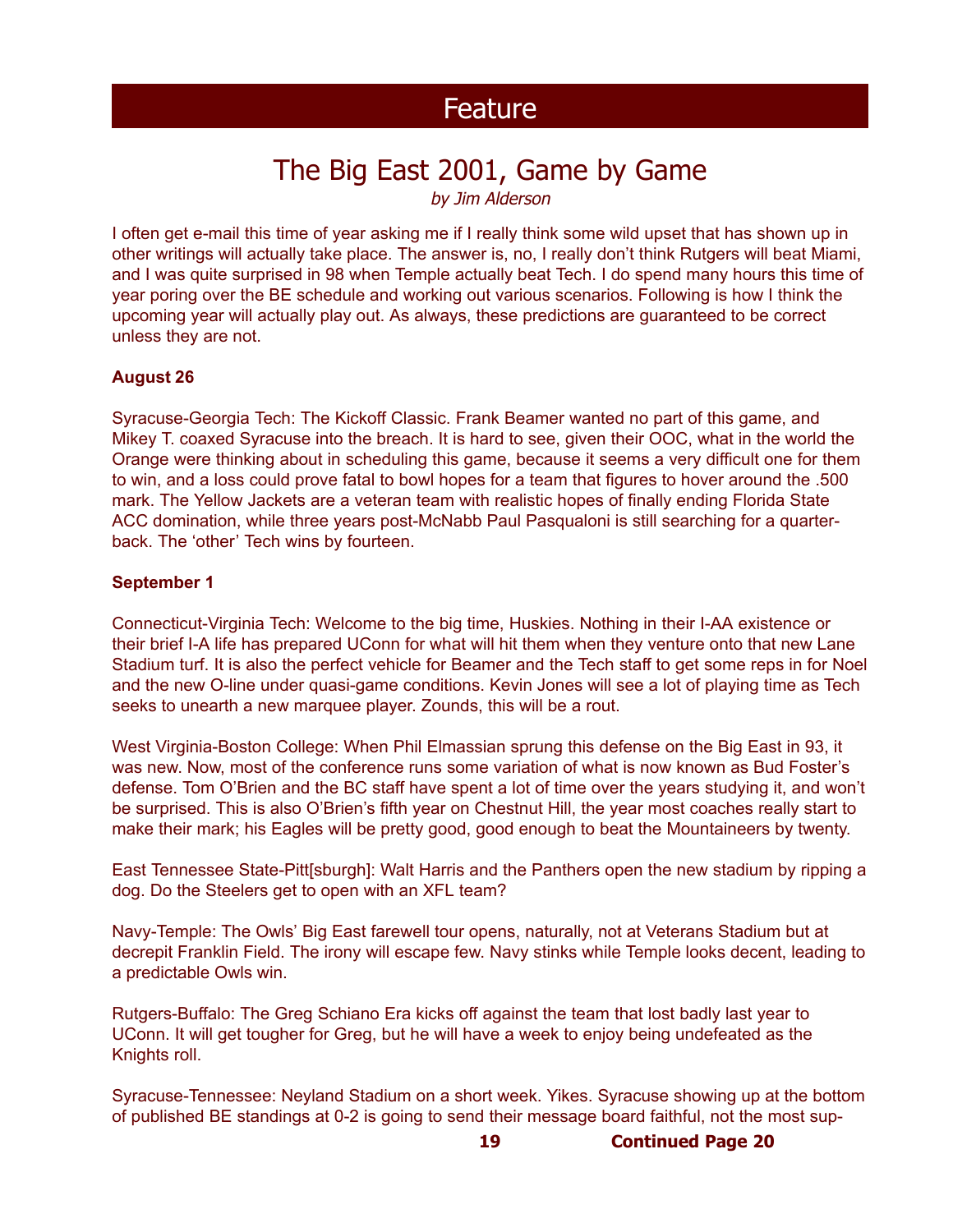# Feature

## The Big East 2001, Game by Game

*by Jim Alderson*

I often get e-mail this time of year asking me if I really think some wild upset that has shown up in other writings will actually take place. The answer is, no, I really don't think Rutgers will beat Miami, and I was quite surprised in 98 when Temple actually beat Tech. I do spend many hours this time of year poring over the BE schedule and working out various scenarios. Following is how I think the upcoming year will actually play out. As always, these predictions are guaranteed to be correct unless they are not.

**August 26**

Syracuse-Georgia Tech: The Kickoff Classic. Frank Beamer wanted no part of this game, and Mikey T. coaxed Syracuse into the breach. It is hard to see, given their OOC, what in the world the Orange were thinking about in scheduling this game, because it seems a very difficult one for them to win, and a loss could prove fatal to bowl hopes for a team that figures to hover around the .500 mark. The Yellow Jackets are a veteran team with realistic hopes of finally ending Florida State ACC domination, while three years post-McNabb Paul Pasqualoni is still searching for a quarterback. The 'other' Tech wins by fourteen.

**September 1**

Connecticut-Virginia Tech: Welcome to the big time, Huskies. Nothing in their I-AA existence or their brief I-A life has prepared UConn for what will hit them when they venture onto that new Lane Stadium turf. It is also the perfect vehicle for Beamer and the Tech staff to get some reps in for Noel and the new O-line under quasi-game conditions. Kevin Jones will see a lot of playing time as Tech seeks to unearth a new marquee player. Zounds, this will be a rout.

West Virginia-Boston College: When Phil Elmassian sprung this defense on the Big East in 93, it was new. Now, most of the conference runs some variation of what is now known as Bud Foster's defense. Tom O'Brien and the BC staff have spent a lot of time over the years studying it, and won't be surprised. This is also O'Brien's fifth year on Chestnut Hill, the year most coaches really start to make their mark; his Eagles will be pretty good, good enough to beat the Mountaineers by twenty.

East Tennessee State-Pitt[sburgh]: Walt Harris and the Panthers open the new stadium by ripping a dog. Do the Steelers get to open with an XFL team?

Navy-Temple: The Owls' Big East farewell tour opens, naturally, not at Veterans Stadium but at decrepit Franklin Field. The irony will escape few. Navy stinks while Temple looks decent, leading to a predictable Owls win.

Rutgers-Buffalo: The Greg Schiano Era kicks off against the team that lost badly last year to UConn. It will get tougher for Greg, but he will have a week to enjoy being undefeated as the Knights roll.

Syracuse-Tennessee: Neyland Stadium on a short week. Yikes. Syracuse showing up at the bottom of published BE standings at 0-2 is going to send their message board faithful, not the most sup-

Continued Page 20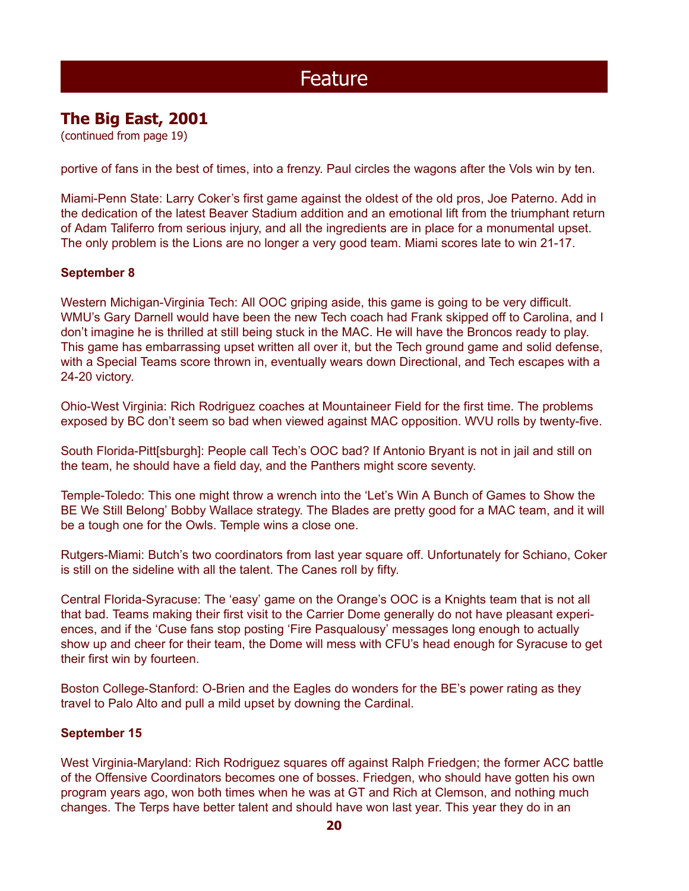# Feature

## The Big East, 2001

(continued from page 19)

portive of fans in the best of times, into a frenzy. Paul circles the wagons after the Vols win by ten.

Miami-Penn State: Larry Coker's first game against the oldest of the old pros, Joe Paterno. Add in the dedication of the latest Beaver Stadium addition and an emotional lift from the triumphant return of Adam Taliferro from serious injury, and all the ingredients are in place for a monumental upset. The only problem is the Lions are no longer a very good team. Miami scores late to win 21-17.

### September 8

Western Michigan-Virginia Tech: All OOC griping aside, this game is going to be very difficult. WMU's Gary Darnell would have been the new Tech coach had Frank skipped off to Carolina, and I don't imagine he is thrilled at still being stuck in the MAC. He will have the Broncos ready to play. This game has embarrassing upset written all over it, but the Tech ground game and solid defense, with a Special Teams score thrown in, eventually wears down Directional, and Tech escapes with a 24-20 victory.

Ohio-West Virginia: Rich Rodriguez coaches at Mountaineer Field for the first time. The problems exposed by BC don't seem so bad when viewed against MAC opposition. WVU rolls by twenty-five.

South Florida-Pitt[sburgh]: People call Tech's OOC bad? If Antonio Bryant is not in jail and still on the team, he should have a field day, and the Panthers might score seventy.

Temple-Toledo: This one might throw a wrench into the 'Let's Win A Bunch of Games to Show the BE We Still Belong' Bobby Wallace strategy. The Blades are pretty good for a MAC team, and it will be a tough one for the Owls. Temple wins a close one.

Rutgers-Miami: Butch's two coordinators from last year square off. Unfortunately for Schiano, Coker is still on the sideline with all the talent. The Canes roll by fifty.

Central Florida-Syracuse: The 'easy' game on the Orange's OOC is a Knights team that is not all that bad. Teams making their first visit to the Carrier Dome generally do not have pleasant experiences, and if the 'Cuse fans stop posting 'Fire Pasqualousy' messages long enough to actually show up and cheer for their team, the Dome will mess with CFU's head enough for Syracuse to get their first win by fourteen.

Boston College-Stanford: O-Brien and the Eagles do wonders for the BE's power rating as they travel to Palo Alto and pull a mild upset by downing the Cardinal.

### September 15

West Virginia-Maryland: Rich Rodriguez squares off against Ralph Friedgen; the former ACC battle of the Offensive Coordinators becomes one of bosses. Friedgen, who should have gotten his own program years ago, won both times when he was at GT and Rich at Clemson, and nothing much changes. The Terps have better talent and should have won last year. This year they do in an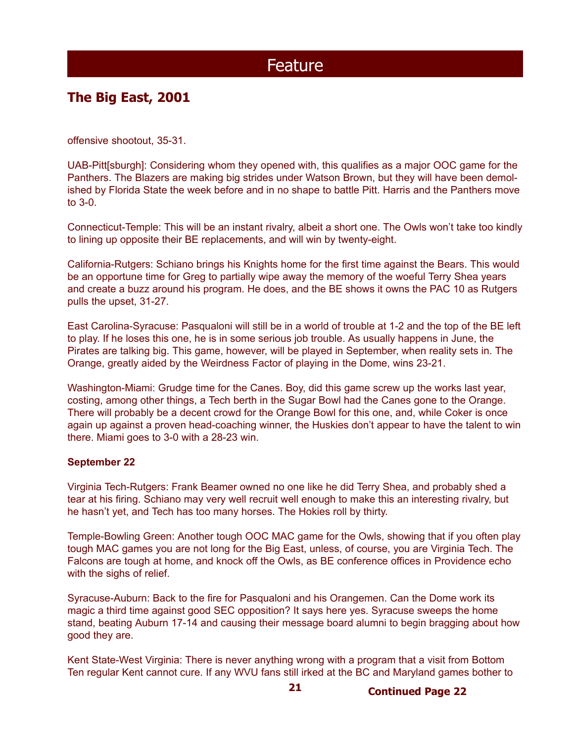# Feature

## The Big East, 2001

offensive shootout, 35-31.

UAB-Pitt[sburgh]: Considering whom they opened with, this qualifies as a major OOC game for the Panthers. The Blazers are making big strides under Watson Brown, but they will have been demolished by Florida State the week before and in no shape to battle Pitt. Harris and the Panthers move to 3-0.

Connecticut-Temple: This will be an instant rivalry, albeit a short one. The Owls won't take too kindly to lining up opposite their BE replacements, and will win by twenty-eight.

California-Rutgers: Schiano brings his Knights home for the first time against the Bears. This would be an opportune time for Greg to partially wipe away the memory of the woeful Terry Shea years and create a buzz around his program. He does, and the BE shows it owns the PAC 10 as Rutgers pulls the upset, 31-27.

East Carolina-Syracuse: Pasqualoni will still be in a world of trouble at 1-2 and the top of the BE left to play. If he loses this one, he is in some serious job trouble. As usually happens in June, the Pirates are talking big. This game, however, will be played in September, when reality sets in. The Orange, greatly aided by the Weirdness Factor of playing in the Dome, wins 23-21.

Washington-Miami: Grudge time for the Canes. Boy, did this game screw up the works last year, costing, among other things, a Tech berth in the Sugar Bowl had the Canes gone to the Orange. There will probably be a decent crowd for the Orange Bowl for this one, and, while Coker is once again up against a proven head-coaching winner, the Huskies don't appear to have the talent to win there. Miami goes to 3-0 with a 28-23 win.

**September 22**

Virginia Tech-Rutgers: Frank Beamer owned no one like he did Terry Shea, and probably shed a tear at his firing. Schiano may very well recruit well enough to make this an interesting rivalry, but he hasn't yet, and Tech has too many horses. The Hokies roll by thirty.

Temple-Bowling Green: Another tough OOC MAC game for the Owls, showing that if you often play tough MAC games you are not long for the Big East, unless, of course, you are Virginia Tech. The Falcons are tough at home, and knock off the Owls, as BE conference offices in Providence echo with the sighs of relief.

Syracuse-Auburn: Back to the fire for Pasqualoni and his Orangemen. Can the Dome work its magic a third time against good SEC opposition? It says here yes. Syracuse sweeps the home stand, beating Auburn 17-14 and causing their message board alumni to begin bragging about how good they are.

Kent State-West Virginia: There is never anything wrong with a program that a visit from Bottom Ten regular Kent cannot cure. If any WVU fans still irked at the BC and Maryland games bother to

**Continued Page 22**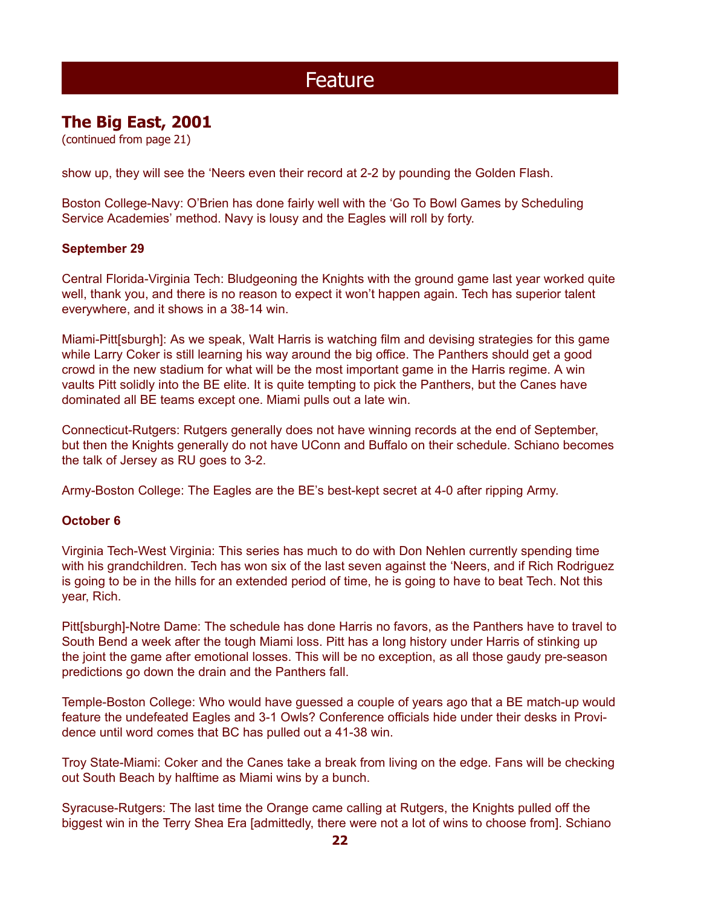# Feature

## The Big East, 2001

(continued from page 21)

show up, they will see the 'Neers even their record at 2-2 by pounding the Golden Flash.

Boston College-Navy: O'Brien has done fairly well with the 'Go To Bowl Games by Scheduling Service Academies' method. Navy is lousy and the Eagles will roll by forty.

**September 29**

Central Florida-Virginia Tech: Bludgeoning the Knights with the ground game last year worked quite well, thank you, and there is no reason to expect it won't happen again. Tech has superior talent everywhere, and it shows in a 38-14 win.

Miami-Pitt[sburgh]: As we speak, Walt Harris is watching film and devising strategies for this game while Larry Coker is still learning his way around the big office. The Panthers should get a good crowd in the new stadium for what will be the most important game in the Harris regime. A win vaults Pitt solidly into the BE elite. It is quite tempting to pick the Panthers, but the Canes have dominated all BE teams except one. Miami pulls out a late win.

Connecticut-Rutgers: Rutgers generally does not have winning records at the end of September, but then the Knights generally do not have UConn and Buffalo on their schedule. Schiano becomes the talk of Jersey as RU goes to 3-2.

Army-Boston College: The Eagles are the BE's best-kept secret at 4-0 after ripping Army.

**October 6**

Virginia Tech-West Virginia: This series has much to do with Don Nehlen currently spending time with his grandchildren. Tech has won six of the last seven against the 'Neers, and if Rich Rodriguez is going to be in the hills for an extended period of time, he is going to have to beat Tech. Not this year, Rich.

Pitt[sburgh]-Notre Dame: The schedule has done Harris no favors, as the Panthers have to travel to South Bend a week after the tough Miami loss. Pitt has a long history under Harris of stinking up the joint the game after emotional losses. This will be no exception, as all those gaudy pre-season predictions go down the drain and the Panthers fall.

Temple-Boston College: Who would have guessed a couple of years ago that a BE match-up would feature the undefeated Eagles and 3-1 Owls? Conference officials hide under their desks in Providence until word comes that BC has pulled out a 41-38 win.

Troy State-Miami: Coker and the Canes take a break from living on the edge. Fans will be checking out South Beach by halftime as Miami wins by a bunch.

Syracuse-Rutgers: The last time the Orange came calling at Rutgers, the Knights pulled off the biggest win in the Terry Shea Era [admittedly, there were not a lot of wins to choose from]. Schiano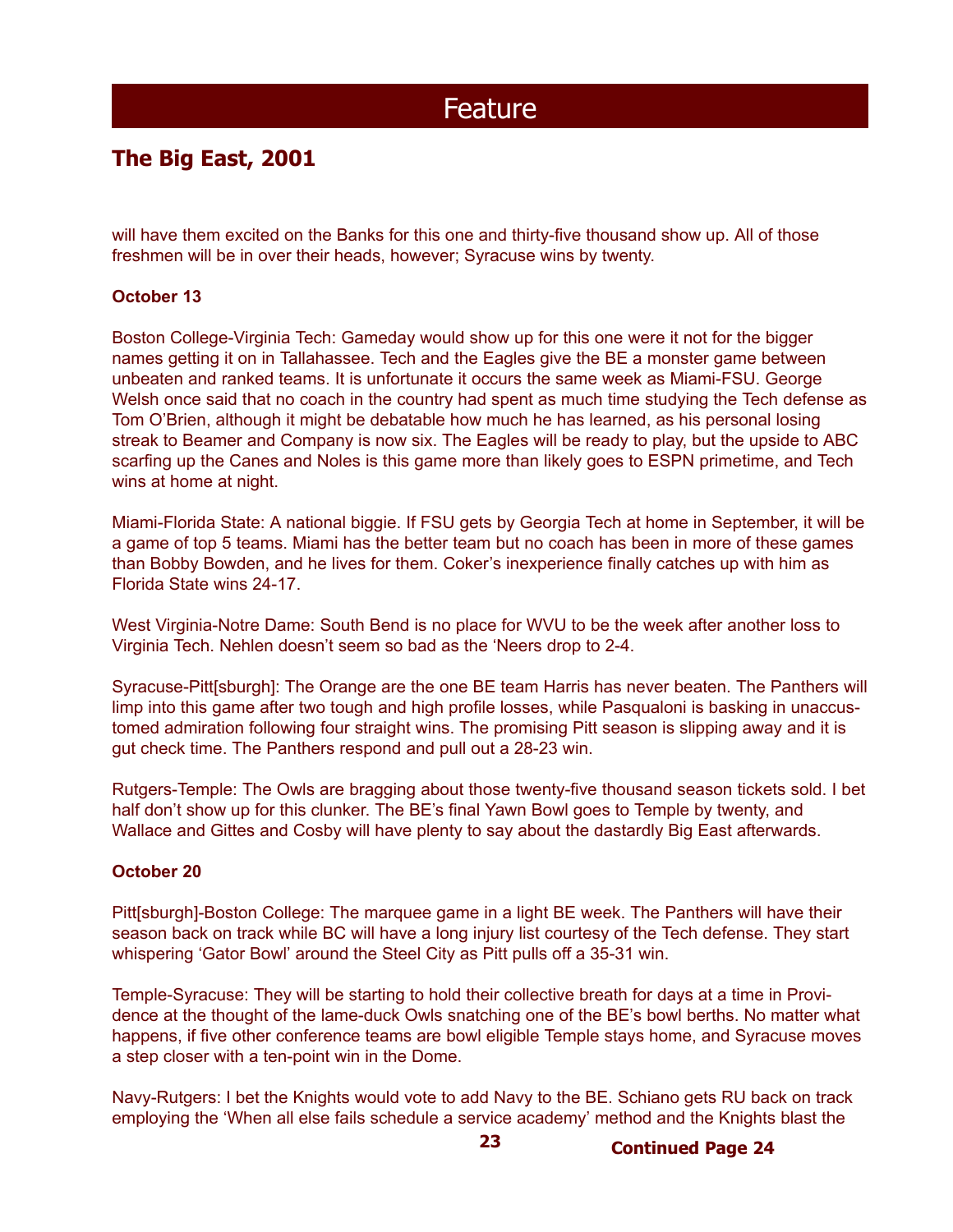# Feature

## The Big East, 2001

will have them excited on the Banks for this one and thirty-five thousand show up. All of those freshmen will be in over their heads, however; Syracuse wins by twenty.

**October 13**

Boston College-Virginia Tech: Gameday would show up for this one were it not for the bigger names getting it on in Tallahassee. Tech and the Eagles give the BE a monster game between unbeaten and ranked teams. It is unfortunate it occurs the same week as Miami-FSU. George Welsh once said that no coach in the country had spent as much time studying the Tech defense as Tom O'Brien, although it might be debatable how much he has learned, as his personal losing streak to Beamer and Company is now six. The Eagles will be ready to play, but the upside to ABC scarfing up the Canes and Noles is this game more than likely goes to ESPN primetime, and Tech wins at home at night.

Miami-Florida State: A national biggie. If FSU gets by Georgia Tech at home in September, it will be a game of top 5 teams. Miami has the better team but no coach has been in more of these games than Bobby Bowden, and he lives for them. Coker's inexperience finally catches up with him as Florida State wins 24-17.

West Virginia-Notre Dame: South Bend is no place for WVU to be the week after another loss to Virginia Tech. Nehlen doesn't seem so bad as the 'Neers drop to 2-4.

Syracuse-Pitt[sburgh]: The Orange are the one BE team Harris has never beaten. The Panthers will limp into this game after two tough and high profile losses, while Pasqualoni is basking in unaccustomed admiration following four straight wins. The promising Pitt season is slipping away and it is gut check time. The Panthers respond and pull out a 28-23 win.

Rutgers-Temple: The Owls are bragging about those twenty-five thousand season tickets sold. I bet half don't show up for this clunker. The BE's final Yawn Bowl goes to Temple by twenty, and Wallace and Gittes and Cosby will have plenty to say about the dastardly Big East afterwards.

**October 20**

Pitt[sburgh]-Boston College: The marquee game in a light BE week. The Panthers will have their season back on track while BC will have a long injury list courtesy of the Tech defense. They start whispering 'Gator Bowl' around the Steel City as Pitt pulls off a 35-31 win.

Temple-Syracuse: They will be starting to hold their collective breath for days at a time in Providence at the thought of the lame-duck Owls snatching one of the BE's bowl berths. No matter what happens, if five other conference teams are bowl eligible Temple stays home, and Syracuse moves a step closer with a ten-point win in the Dome.

Navy-Rutgers: I bet the Knights would vote to add Navy to the BE. Schiano gets RU back on track employing the 'When all else fails schedule a service academy' method and the Knights blast the

**Continued Page 24**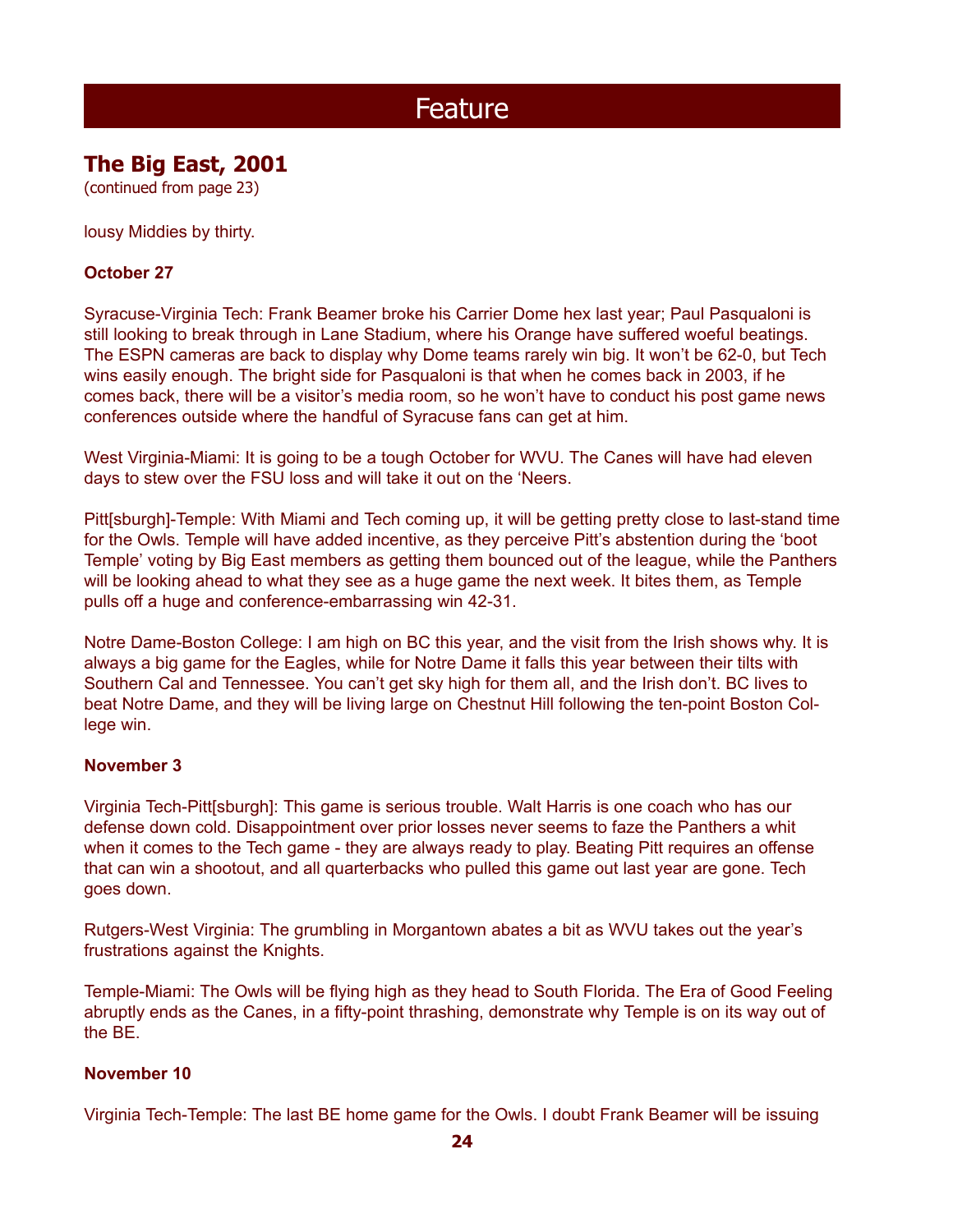# Feature

## The Big East, 2001

(continued from page 23)

lousy Middies by thirty.

**October 27**

Syracuse-Virginia Tech: Frank Beamer broke his Carrier Dome hex last year; Paul Pasqualoni is still looking to break through in Lane Stadium, where his Orange have suffered woeful beatings. The ESPN cameras are back to display why Dome teams rarely win big. It won't be 62-0, but Tech wins easily enough. The bright side for Pasqualoni is that when he comes back in 2003, if he comes back, there will be a visitor's media room, so he won't have to conduct his post game news conferences outside where the handful of Syracuse fans can get at him.

West Virginia-Miami: It is going to be a tough October for WVU. The Canes will have had eleven days to stew over the FSU loss and will take it out on the 'Neers.

Pitt[sburgh]-Temple: With Miami and Tech coming up, it will be getting pretty close to last-stand time for the Owls. Temple will have added incentive, as they perceive Pitt's abstention during the 'boot Temple' voting by Big East members as getting them bounced out of the league, while the Panthers will be looking ahead to what they see as a huge game the next week. It bites them, as Temple pulls off a huge and conference-embarrassing win 42-31.

Notre Dame-Boston College: I am high on BC this year, and the visit from the Irish shows why. It is always a big game for the Eagles, while for Notre Dame it falls this year between their tilts with Southern Cal and Tennessee. You can't get sky high for them all, and the Irish don't. BC lives to beat Notre Dame, and they will be living large on Chestnut Hill following the ten-point Boston College win.

**November 3**

Virginia Tech-Pitt[sburgh]: This game is serious trouble. Walt Harris is one coach who has our defense down cold. Disappointment over prior losses never seems to faze the Panthers a whit when it comes to the Tech game - they are always ready to play. Beating Pitt requires an offense that can win a shootout, and all quarterbacks who pulled this game out last year are gone. Tech goes down.

Rutgers-West Virginia: The grumbling in Morgantown abates a bit as WVU takes out the year's frustrations against the Knights.

Temple-Miami: The Owls will be flying high as they head to South Florida. The Era of Good Feeling abruptly ends as the Canes, in a fifty-point thrashing, demonstrate why Temple is on its way out of the BE.

**November 10**

Virginia Tech-Temple: The last BE home game for the Owls. I doubt Frank Beamer will be issuing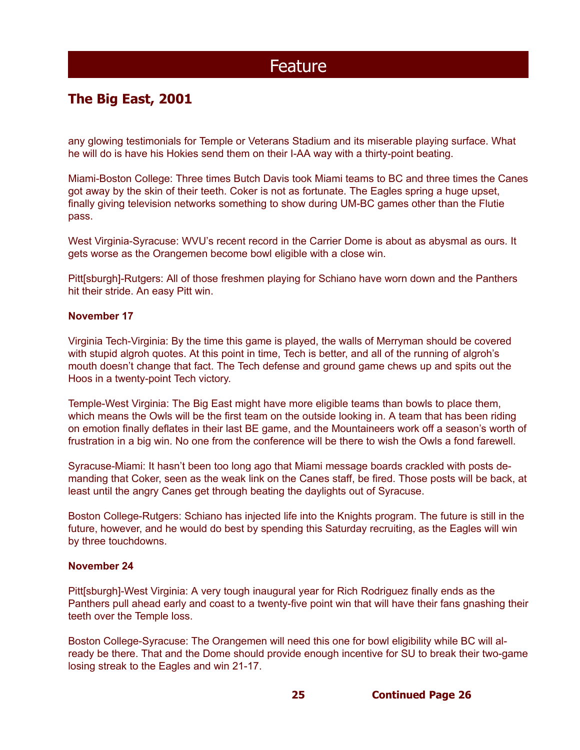# Feature

## The Big East, 2001

any glowing testimonials for Temple or Veterans Stadium and its miserable playing surface. What he will do is have his Hokies send them on their I-AA way with a thirty-point beating.

Miami-Boston College: Three times Butch Davis took Miami teams to BC and three times the Canes got away by the skin of their teeth. Coker is not as fortunate. The Eagles spring a huge upset, finally giving television networks something to show during UM-BC games other than the Flutie pass.

West Virginia-Syracuse: WVU's recent record in the Carrier Dome is about as abysmal as ours. It gets worse as the Orangemen become bowl eligible with a close win.

Pitt[sburgh]-Rutgers: All of those freshmen playing for Schiano have worn down and the Panthers hit their stride. An easy Pitt win.

### November 17

Virginia Tech-Virginia: By the time this game is played, the walls of Merryman should be covered with stupid algroh quotes. At this point in time, Tech is better, and all of the running of algroh's mouth doesn't change that fact. The Tech defense and ground game chews up and spits out the Hoos in a twenty-point Tech victory.

Temple-West Virginia: The Big East might have more eligible teams than bowls to place them, which means the Owls will be the first team on the outside looking in. A team that has been riding on emotion finally deflates in their last BE game, and the Mountaineers work off a season's worth of frustration in a big win. No one from the conference will be there to wish the Owls a fond farewell.

Syracuse-Miami: It hasn't been too long ago that Miami message boards crackled with posts demanding that Coker, seen as the weak link on the Canes staff, be fired. Those posts will be back, at least until the angry Canes get through beating the daylights out of Syracuse.

Boston College-Rutgers: Schiano has injected life into the Knights program. The future is still in the future, however, and he would do best by spending this Saturday recruiting, as the Eagles will win by three touchdowns.

### November 24

Pitt[sburgh]-West Virginia: A very tough inaugural year for Rich Rodriguez finally ends as the Panthers pull ahead early and coast to a twenty-five point win that will have their fans gnashing their teeth over the Temple loss.

Boston College-Syracuse: The Orangemen will need this one for bowl eligibility while BC will already be there. That and the Dome should provide enough incentive for SU to break their two-game losing streak to the Eagles and win 21-17.

**Continued Page 26**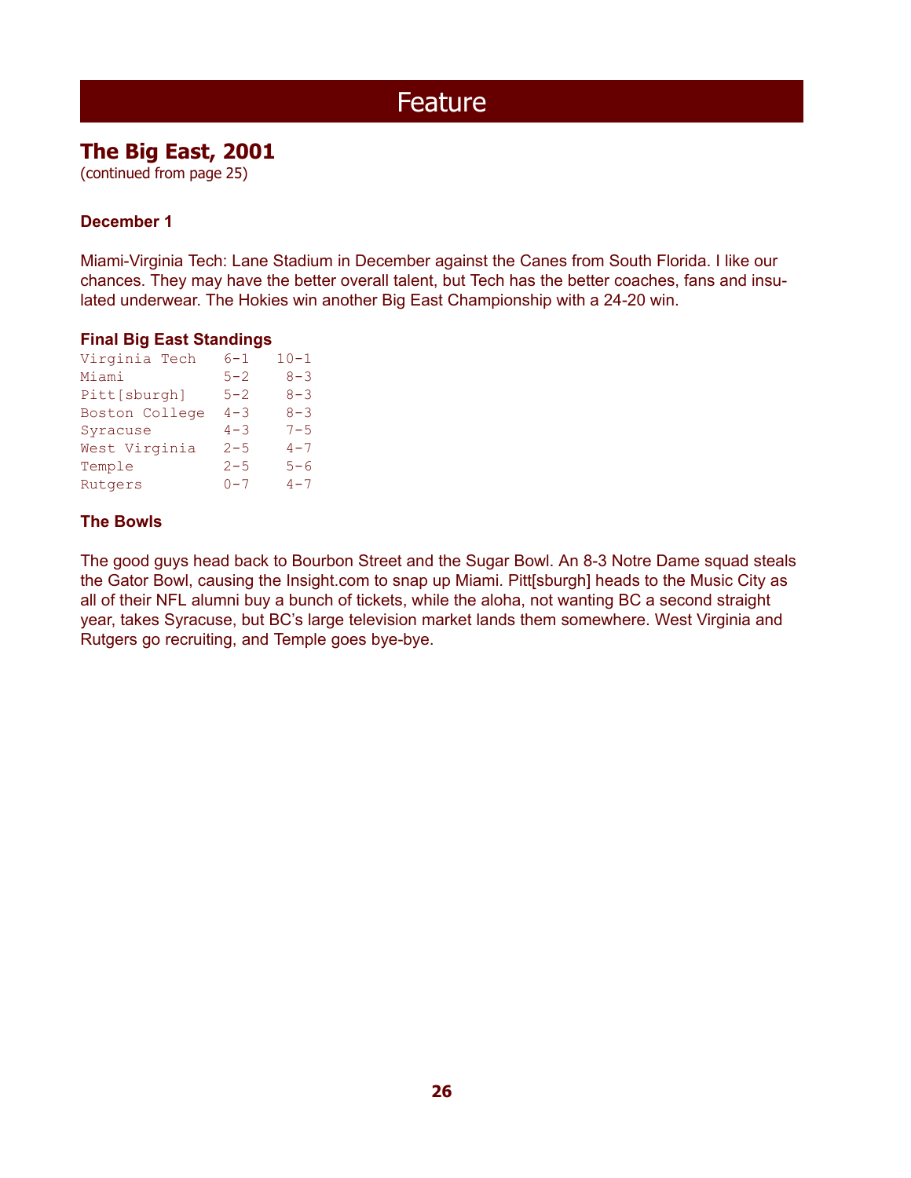# Feature

## The Big East, 2001

(continued from page 25)

### December 1

Miami-Virginia Tech: Lane Stadium in December against the Canes from South Florida. I like our chances. They may have the better overall talent, but Tech has the better coaches, fans and insulated underwear. The Hokies win another Big East Championship with a 24-20 win.

### Final Big East Standings

| | | |
|---|---|---|
| Virginia Tech | 6-1 | 10-1 |
| Miami | 5-2 | 8-3 |
| Pitt[sburgh] | 5-2 | 8-3 |
| Boston College | 4-3 | 8-3 |
| Syracuse | 4-3 | 7-5 |
| West Virginia | 2-5 | 4-7 |
| Temple | 2-5 | 5-6 |
| Rutgers | 0-7 | 4-7 |

### The Bowls

The good guys head back to Bourbon Street and the Sugar Bowl. An 8-3 Notre Dame squad steals the Gator Bowl, causing the Insight.com to snap up Miami. Pitt[sburgh] heads to the Music City as all of their NFL alumni buy a bunch of tickets, while the aloha, not wanting BC a second straight year, takes Syracuse, but BC's large television market lands them somewhere. West Virginia and Rutgers go recruiting, and Temple goes bye-bye.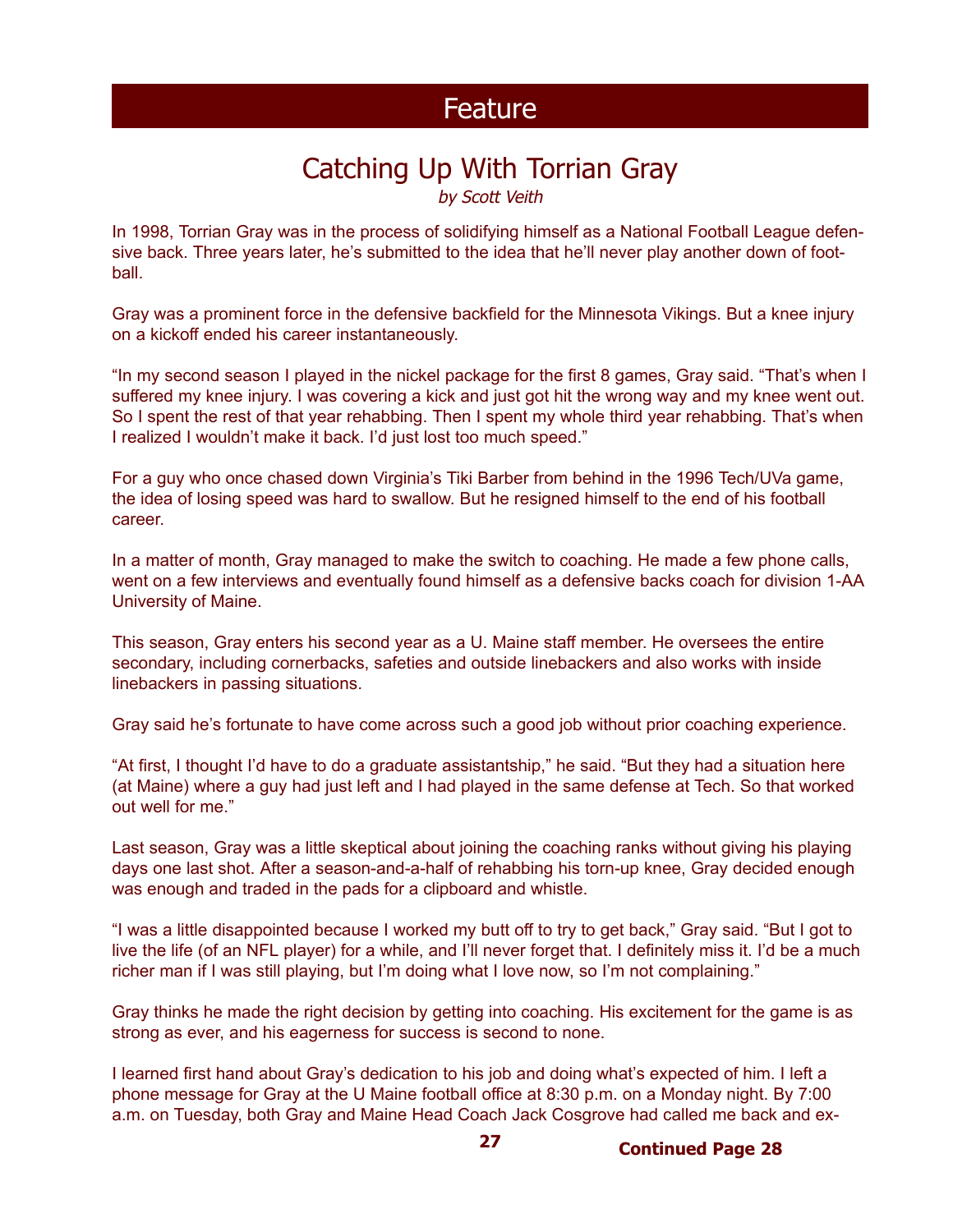## Feature

# Catching Up With Torrian Gray

*by Scott Veith*

In 1998, Torrian Gray was in the process of solidifying himself as a National Football League defensive back. Three years later, he's submitted to the idea that he'll never play another down of football.

Gray was a prominent force in the defensive backfield for the Minnesota Vikings. But a knee injury on a kickoff ended his career instantaneously.

"In my second season I played in the nickel package for the first 8 games, Gray said. "That's when I suffered my knee injury. I was covering a kick and just got hit the wrong way and my knee went out. So I spent the rest of that year rehabbing. Then I spent my whole third year rehabbing. That's when I realized I wouldn't make it back. I'd just lost too much speed."

For a guy who once chased down Virginia's Tiki Barber from behind in the 1996 Tech/UVa game, the idea of losing speed was hard to swallow. But he resigned himself to the end of his football career.

In a matter of month, Gray managed to make the switch to coaching. He made a few phone calls, went on a few interviews and eventually found himself as a defensive backs coach for division 1-AA University of Maine.

This season, Gray enters his second year as a U. Maine staff member. He oversees the entire secondary, including cornerbacks, safeties and outside linebackers and also works with inside linebackers in passing situations.

Gray said he's fortunate to have come across such a good job without prior coaching experience.

"At first, I thought I'd have to do a graduate assistantship," he said. "But they had a situation here (at Maine) where a guy had just left and I had played in the same defense at Tech. So that worked out well for me."

Last season, Gray was a little skeptical about joining the coaching ranks without giving his playing days one last shot. After a season-and-a-half of rehabbing his torn-up knee, Gray decided enough was enough and traded in the pads for a clipboard and whistle.

"I was a little disappointed because I worked my butt off to try to get back," Gray said. "But I got to live the life (of an NFL player) for a while, and I'll never forget that. I definitely miss it. I'd be a much richer man if I was still playing, but I'm doing what I love now, so I'm not complaining."

Gray thinks he made the right decision by getting into coaching. His excitement for the game is as strong as ever, and his eagerness for success is second to none.

I learned first hand about Gray's dedication to his job and doing what's expected of him. I left a phone message for Gray at the U Maine football office at 8:30 p.m. on a Monday night. By 7:00 a.m. on Tuesday, both Gray and Maine Head Coach Jack Cosgrove had called me back and ex-

**Continued Page 28**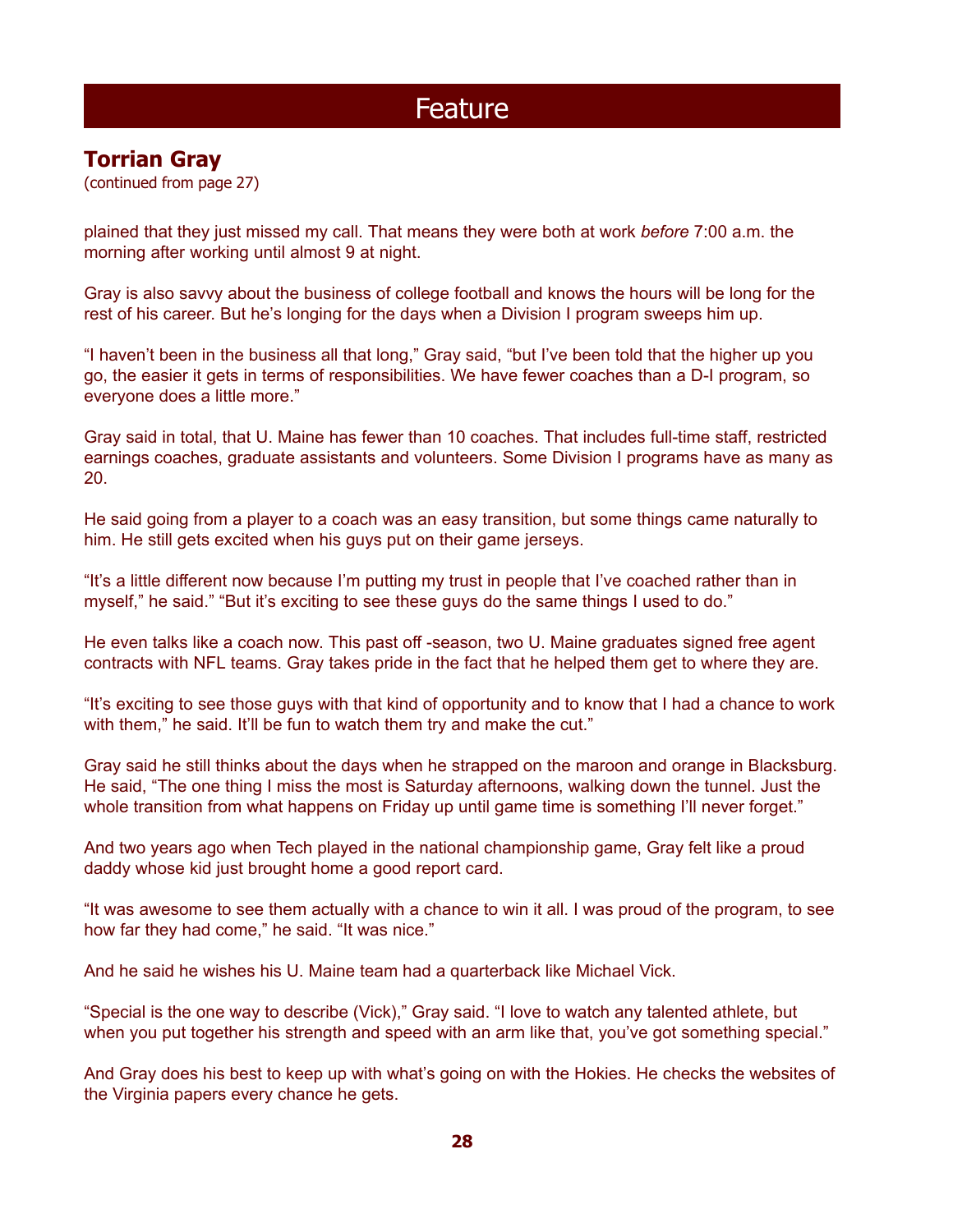# Feature

## Torrian Gray

(continued from page 27)

plained that they just missed my call. That means they were both at work *before* 7:00 a.m. the morning after working until almost 9 at night.

Gray is also savvy about the business of college football and knows the hours will be long for the rest of his career. But he's longing for the days when a Division I program sweeps him up.

"I haven't been in the business all that long," Gray said, "but I've been told that the higher up you go, the easier it gets in terms of responsibilities. We have fewer coaches than a D-I program, so everyone does a little more."

Gray said in total, that U. Maine has fewer than 10 coaches. That includes full-time staff, restricted earnings coaches, graduate assistants and volunteers. Some Division I programs have as many as 20.

He said going from a player to a coach was an easy transition, but some things came naturally to him. He still gets excited when his guys put on their game jerseys.

"It's a little different now because I'm putting my trust in people that I've coached rather than in myself," he said." "But it's exciting to see these guys do the same things I used to do."

He even talks like a coach now. This past off -season, two U. Maine graduates signed free agent contracts with NFL teams. Gray takes pride in the fact that he helped them get to where they are.

"It's exciting to see those guys with that kind of opportunity and to know that I had a chance to work with them," he said. It'll be fun to watch them try and make the cut."

Gray said he still thinks about the days when he strapped on the maroon and orange in Blacksburg. He said, "The one thing I miss the most is Saturday afternoons, walking down the tunnel. Just the whole transition from what happens on Friday up until game time is something I'll never forget."

And two years ago when Tech played in the national championship game, Gray felt like a proud daddy whose kid just brought home a good report card.

"It was awesome to see them actually with a chance to win it all. I was proud of the program, to see how far they had come," he said. "It was nice."

And he said he wishes his U. Maine team had a quarterback like Michael Vick.

"Special is the one way to describe (Vick)," Gray said. "I love to watch any talented athlete, but when you put together his strength and speed with an arm like that, you've got something special."

And Gray does his best to keep up with what's going on with the Hokies. He checks the websites of the Virginia papers every chance he gets.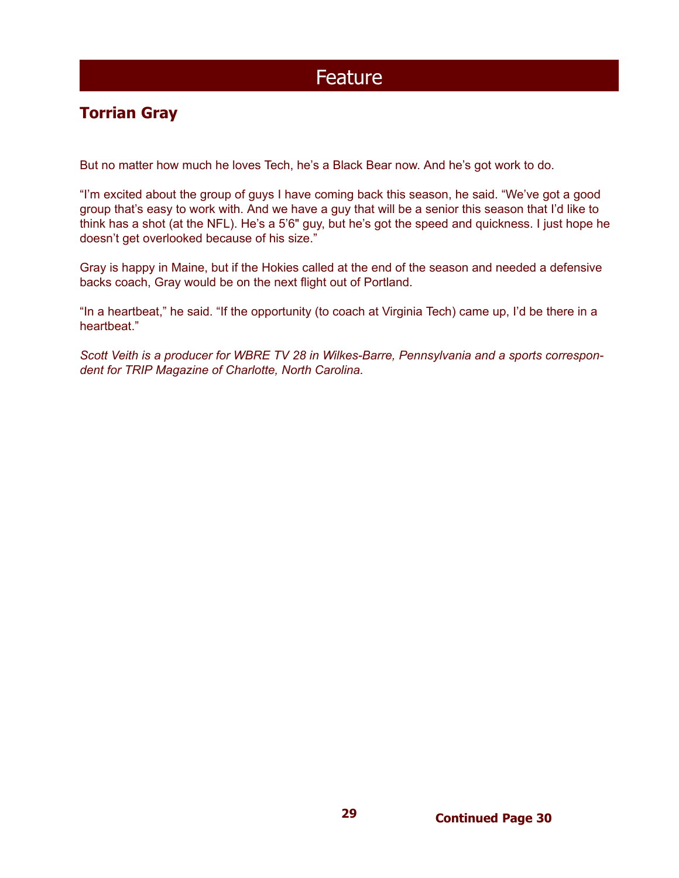# Feature

## Torrian Gray

But no matter how much he loves Tech, he's a Black Bear now. And he's got work to do.

"I'm excited about the group of guys I have coming back this season, he said. "We've got a good group that's easy to work with. And we have a guy that will be a senior this season that I'd like to think has a shot (at the NFL). He's a 5'6" guy, but he's got the speed and quickness. I just hope he doesn't get overlooked because of his size."

Gray is happy in Maine, but if the Hokies called at the end of the season and needed a defensive backs coach, Gray would be on the next flight out of Portland.

"In a heartbeat," he said. "If the opportunity (to coach at Virginia Tech) came up, I'd be there in a heartbeat."

*Scott Veith is a producer for WBRE TV 28 in Wilkes-Barre, Pennsylvania and a sports correspondent for TRIP Magazine of Charlotte, North Carolina.*

**Continued Page 30**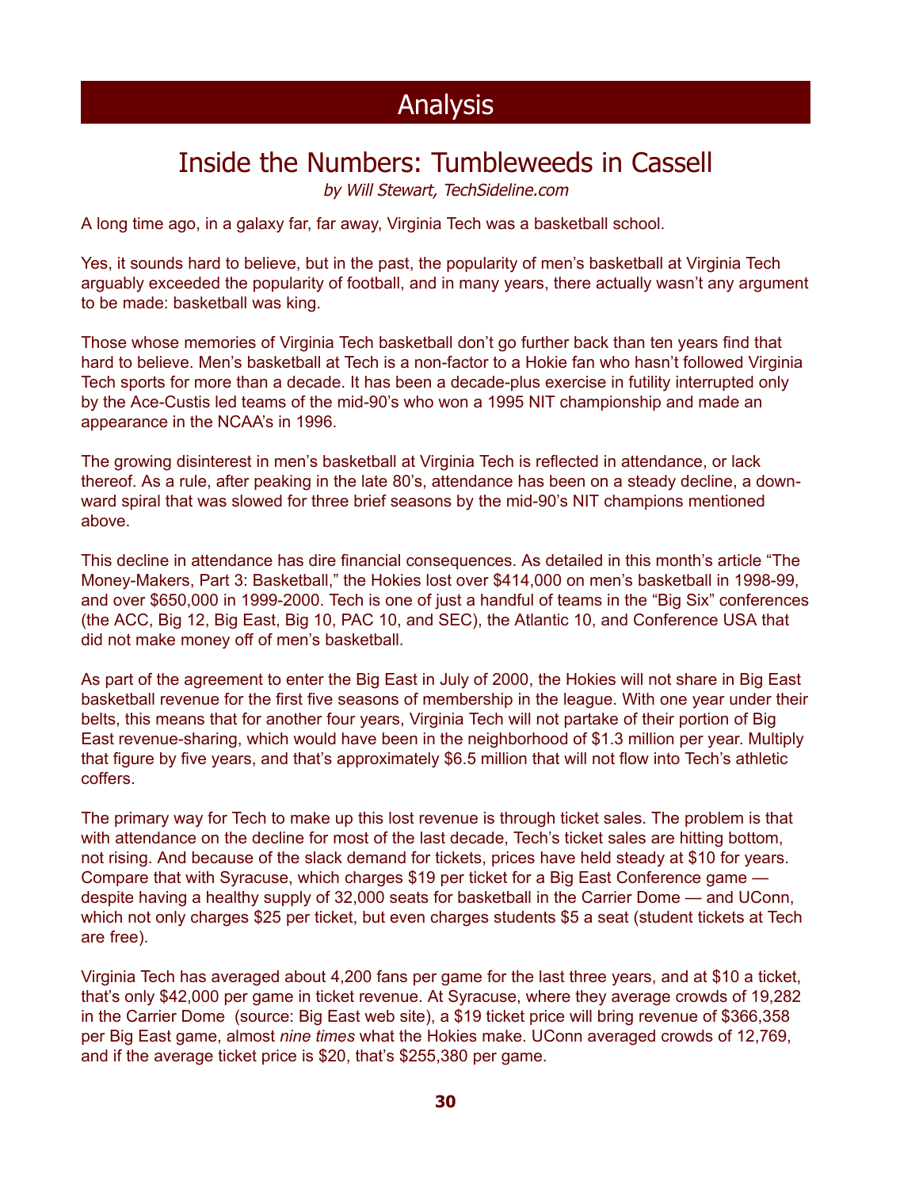# Analysis

## Inside the Numbers: Tumbleweeds in Cassell

*by Will Stewart, TechSideline.com*

A long time ago, in a galaxy far, far away, Virginia Tech was a basketball school.

Yes, it sounds hard to believe, but in the past, the popularity of men's basketball at Virginia Tech arguably exceeded the popularity of football, and in many years, there actually wasn't any argument to be made: basketball was king.

Those whose memories of Virginia Tech basketball don't go further back than ten years find that hard to believe. Men's basketball at Tech is a non-factor to a Hokie fan who hasn't followed Virginia Tech sports for more than a decade. It has been a decade-plus exercise in futility interrupted only by the Ace-Custis led teams of the mid-90's who won a 1995 NIT championship and made an appearance in the NCAA's in 1996.

The growing disinterest in men's basketball at Virginia Tech is reflected in attendance, or lack thereof. As a rule, after peaking in the late 80's, attendance has been on a steady decline, a downward spiral that was slowed for three brief seasons by the mid-90's NIT champions mentioned above.

This decline in attendance has dire financial consequences. As detailed in this month's article "The Money-Makers, Part 3: Basketball," the Hokies lost over $414,000 on men's basketball in 1998-99, and over $650,000 in 1999-2000. Tech is one of just a handful of teams in the "Big Six" conferences (the ACC, Big 12, Big East, Big 10, PAC 10, and SEC), the Atlantic 10, and Conference USA that did not make money off of men's basketball.

As part of the agreement to enter the Big East in July of 2000, the Hokies will not share in Big East basketball revenue for the first five seasons of membership in the league. With one year under their belts, this means that for another four years, Virginia Tech will not partake of their portion of Big East revenue-sharing, which would have been in the neighborhood of $1.3 million per year. Multiply that figure by five years, and that's approximately $6.5 million that will not flow into Tech's athletic coffers.

The primary way for Tech to make up this lost revenue is through ticket sales. The problem is that with attendance on the decline for most of the last decade, Tech's ticket sales are hitting bottom, not rising. And because of the slack demand for tickets, prices have held steady at $10 for years. Compare that with Syracuse, which charges $19 per ticket for a Big East Conference game — despite having a healthy supply of 32,000 seats for basketball in the Carrier Dome — and UConn, which not only charges $25 per ticket, but even charges students $5 a seat (student tickets at Tech are free).

Virginia Tech has averaged about 4,200 fans per game for the last three years, and at $10 a ticket, that's only $42,000 per game in ticket revenue. At Syracuse, where they average crowds of 19,282 in the Carrier Dome (source: Big East web site), a $19 ticket price will bring revenue of $366,358 per Big East game, almost *nine times* what the Hokies make. UConn averaged crowds of 12,769, and if the average ticket price is $20, that's $255,380 per game.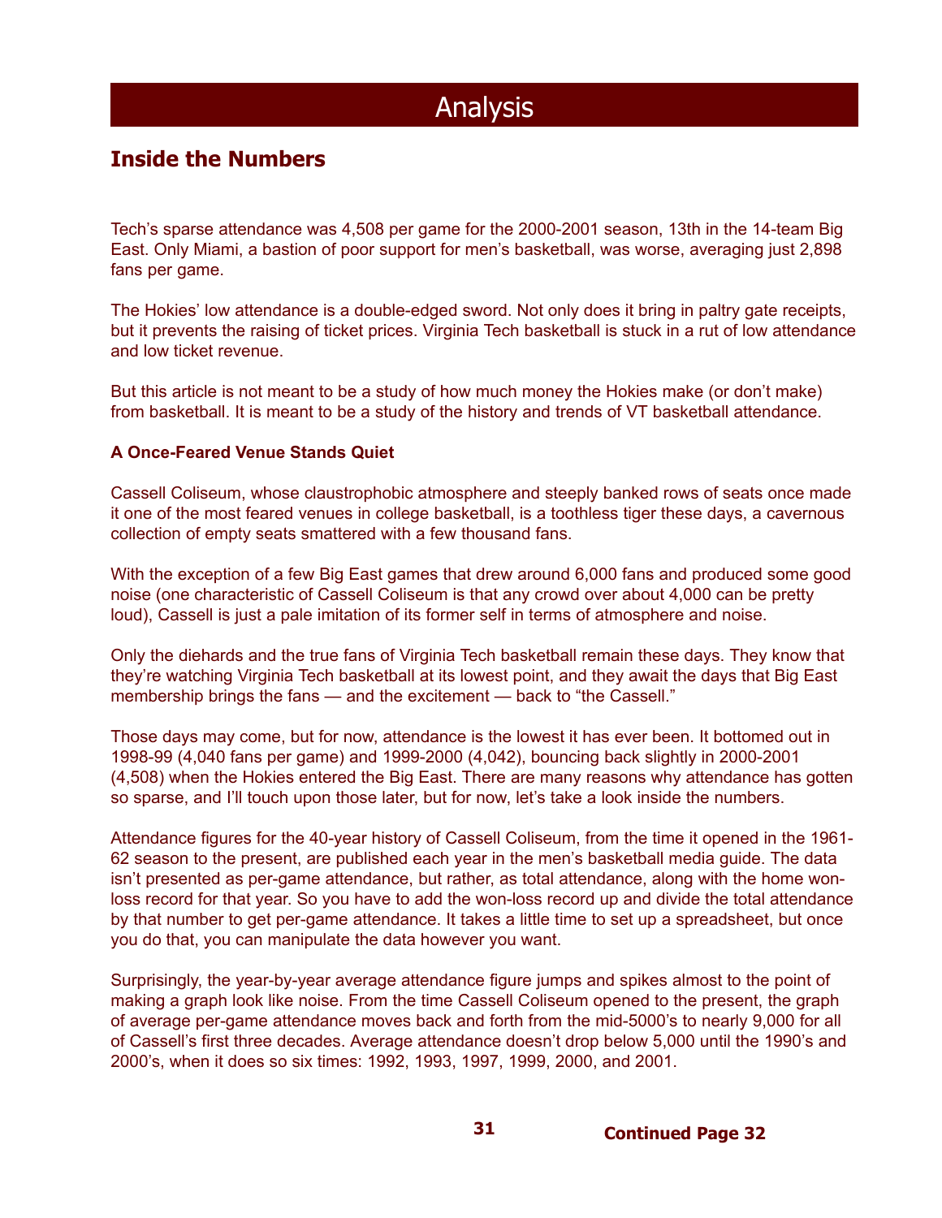# Analysis

## Inside the Numbers

Tech's sparse attendance was 4,508 per game for the 2000-2001 season, 13th in the 14-team Big East. Only Miami, a bastion of poor support for men's basketball, was worse, averaging just 2,898 fans per game.

The Hokies' low attendance is a double-edged sword. Not only does it bring in paltry gate receipts, but it prevents the raising of ticket prices. Virginia Tech basketball is stuck in a rut of low attendance and low ticket revenue.

But this article is not meant to be a study of how much money the Hokies make (or don't make) from basketball. It is meant to be a study of the history and trends of VT basketball attendance.

### A Once-Feared Venue Stands Quiet

Cassell Coliseum, whose claustrophobic atmosphere and steeply banked rows of seats once made it one of the most feared venues in college basketball, is a toothless tiger these days, a cavernous collection of empty seats smattered with a few thousand fans.

With the exception of a few Big East games that drew around 6,000 fans and produced some good noise (one characteristic of Cassell Coliseum is that any crowd over about 4,000 can be pretty loud), Cassell is just a pale imitation of its former self in terms of atmosphere and noise.

Only the diehards and the true fans of Virginia Tech basketball remain these days. They know that they're watching Virginia Tech basketball at its lowest point, and they await the days that Big East membership brings the fans — and the excitement — back to "the Cassell."

Those days may come, but for now, attendance is the lowest it has ever been. It bottomed out in 1998-99 (4,040 fans per game) and 1999-2000 (4,042), bouncing back slightly in 2000-2001 (4,508) when the Hokies entered the Big East. There are many reasons why attendance has gotten so sparse, and I'll touch upon those later, but for now, let's take a look inside the numbers.

Attendance figures for the 40-year history of Cassell Coliseum, from the time it opened in the 1961-62 season to the present, are published each year in the men's basketball media guide. The data isn't presented as per-game attendance, but rather, as total attendance, along with the home won-loss record for that year. So you have to add the won-loss record up and divide the total attendance by that number to get per-game attendance. It takes a little time to set up a spreadsheet, but once you do that, you can manipulate the data however you want.

Surprisingly, the year-by-year average attendance figure jumps and spikes almost to the point of making a graph look like noise. From the time Cassell Coliseum opened to the present, the graph of average per-game attendance moves back and forth from the mid-5000's to nearly 9,000 for all of Cassell's first three decades. Average attendance doesn't drop below 5,000 until the 1990's and 2000's, when it does so six times: 1992, 1993, 1997, 1999, 2000, and 2001.

**Continued Page 32**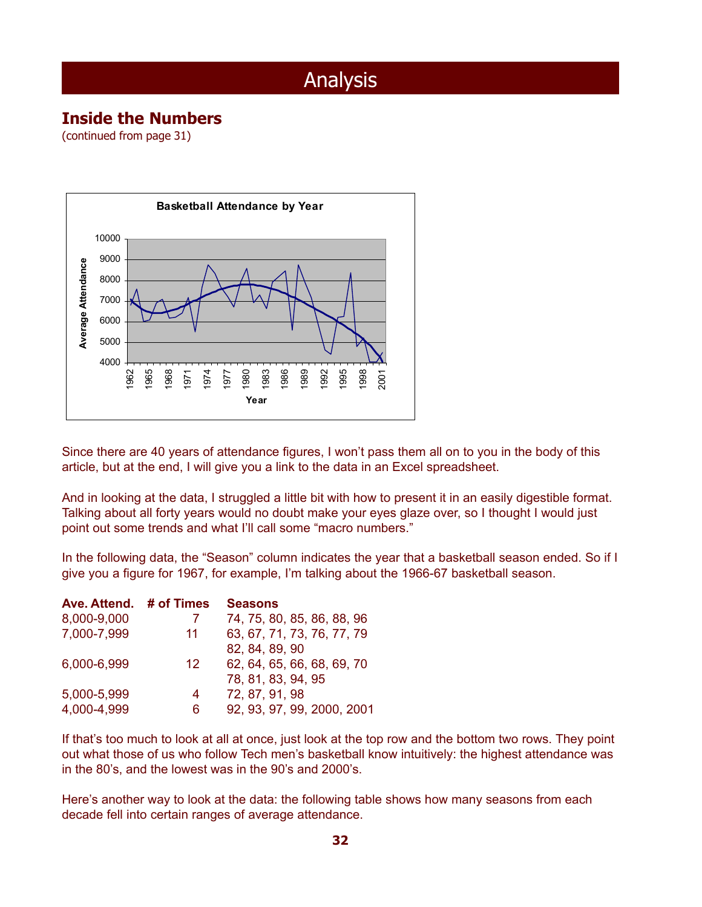# Analysis

## Inside the Numbers

(continued from page 31)

Since there are 40 years of attendance figures, I won't pass them all on to you in the body of this article, but at the end, I will give you a link to the data in an Excel spreadsheet.

And in looking at the data, I struggled a little bit with how to present it in an easily digestible format. Talking about all forty years would no doubt make your eyes glaze over, so I thought I would just point out some trends and what I'll call some "macro numbers."

In the following data, the "Season" column indicates the year that a basketball season ended. So if I give you a figure for 1967, for example, I'm talking about the 1966-67 basketball season.

| Ave. Attend. | # of Times | Seasons |
|---|---|---|
| 8,000-9,000 | 7 | 74, 75, 80, 85, 86, 88, 96 |
| 7,000-7,999 | 11 | 63, 67, 71, 73, 76, 77, 79 82, 84, 89, 90 |
| 6,000-6,999 | 12 | 62, 64, 65, 66, 68, 69, 70 78, 81, 83, 94, 95 |
| 5,000-5,999 | 4 | 72, 87, 91, 98 |
| 4,000-4,999 | 6 | 92, 93, 97, 99, 2000, 2001 |

If that's too much to look at all at once, just look at the top row and the bottom two rows. They point out what those of us who follow Tech men's basketball know intuitively: the highest attendance was in the 80's, and the lowest was in the 90's and 2000's.

Here's another way to look at the data: the following table shows how many seasons from each decade fell into certain ranges of average attendance.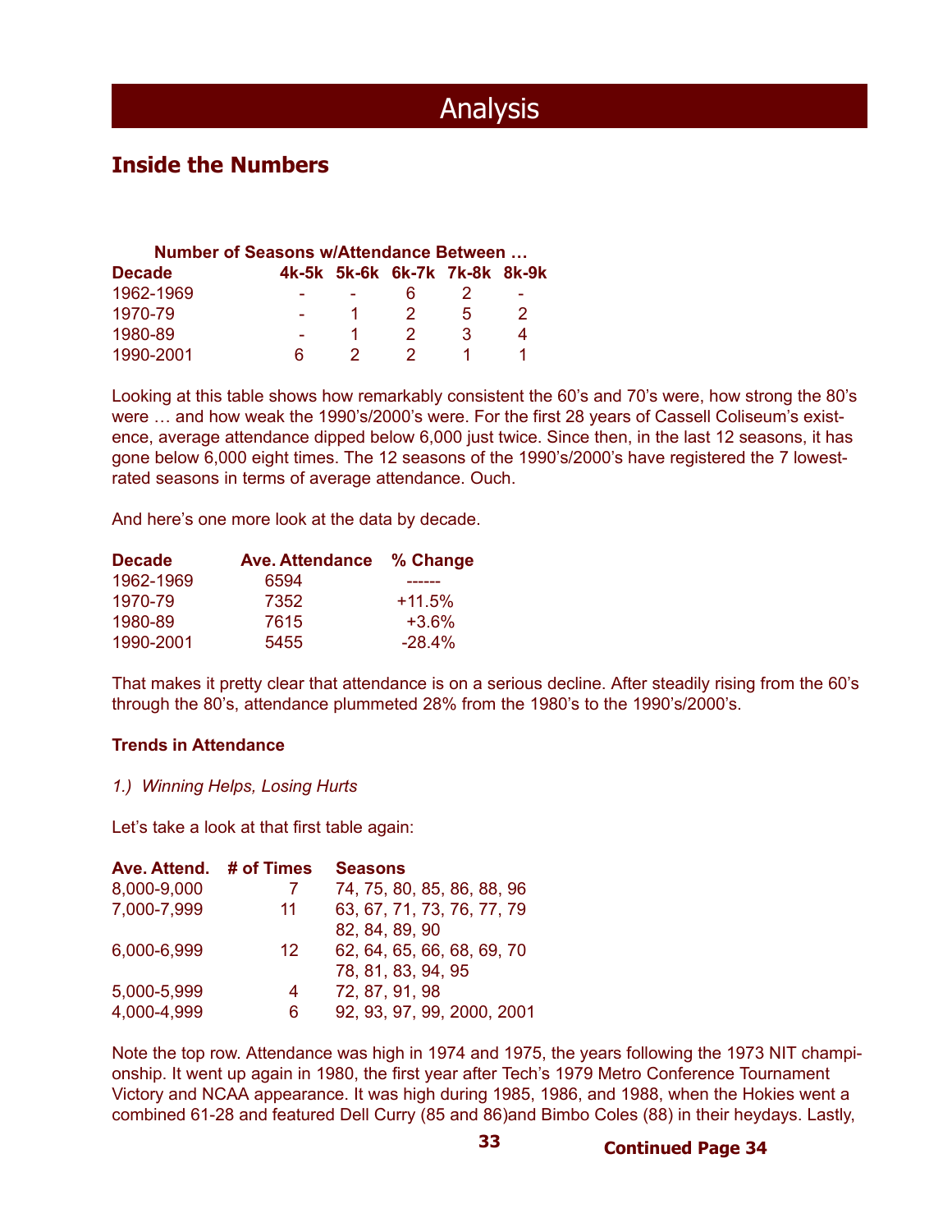# Analysis

## Inside the Numbers

| | Number of Seasons w/Attendance Between … | | | | |
|---|---|---|---|---|---|
| **Decade** | **4k-5k** | **5k-6k** | **6k-7k** | **7k-8k** | **8k-9k** |
| 1962-1969 | - | - | 6 | 2 | - |
| 1970-79 | - | 1 | 2 | 5 | 2 |
| 1980-89 | - | 1 | 2 | 3 | 4 |
| 1990-2001 | 6 | 2 | 2 | 1 | 1 |

Looking at this table shows how remarkably consistent the 60's and 70's were, how strong the 80's were … and how weak the 1990's/2000's were. For the first 28 years of Cassell Coliseum's existence, average attendance dipped below 6,000 just twice. Since then, in the last 12 seasons, it has gone below 6,000 eight times. The 12 seasons of the 1990's/2000's have registered the 7 lowest-rated seasons in terms of average attendance. Ouch.

And here's one more look at the data by decade.

| Decade | Ave. Attendance | % Change |
|---|---|---|
| 1962-1969 | 6594 | ------ |
| 1970-79 | 7352 | +11.5% |
| 1980-89 | 7615 | +3.6% |
| 1990-2001 | 5455 | -28.4% |

That makes it pretty clear that attendance is on a serious decline. After steadily rising from the 60's through the 80's, attendance plummeted 28% from the 1980's to the 1990's/2000's.

### Trends in Attendance

*1.) Winning Helps, Losing Hurts*

Let's take a look at that first table again:

| Ave. Attend. | # of Times | Seasons |
|---|---|---|
| 8,000-9,000 | 7 | 74, 75, 80, 85, 86, 88, 96 |
| 7,000-7,999 | 11 | 63, 67, 71, 73, 76, 77, 79, 82, 84, 89, 90 |
| 6,000-6,999 | 12 | 62, 64, 65, 66, 68, 69, 70, 78, 81, 83, 94, 95 |
| 5,000-5,999 | 4 | 72, 87, 91, 98 |
| 4,000-4,999 | 6 | 92, 93, 97, 99, 2000, 2001 |

Note the top row. Attendance was high in 1974 and 1975, the years following the 1973 NIT championship. It went up again in 1980, the first year after Tech's 1979 Metro Conference Tournament Victory and NCAA appearance. It was high during 1985, 1986, and 1988, when the Hokies went a combined 61-28 and featured Dell Curry (85 and 86)and Bimbo Coles (88) in their heydays. Lastly,

**Continued Page 34**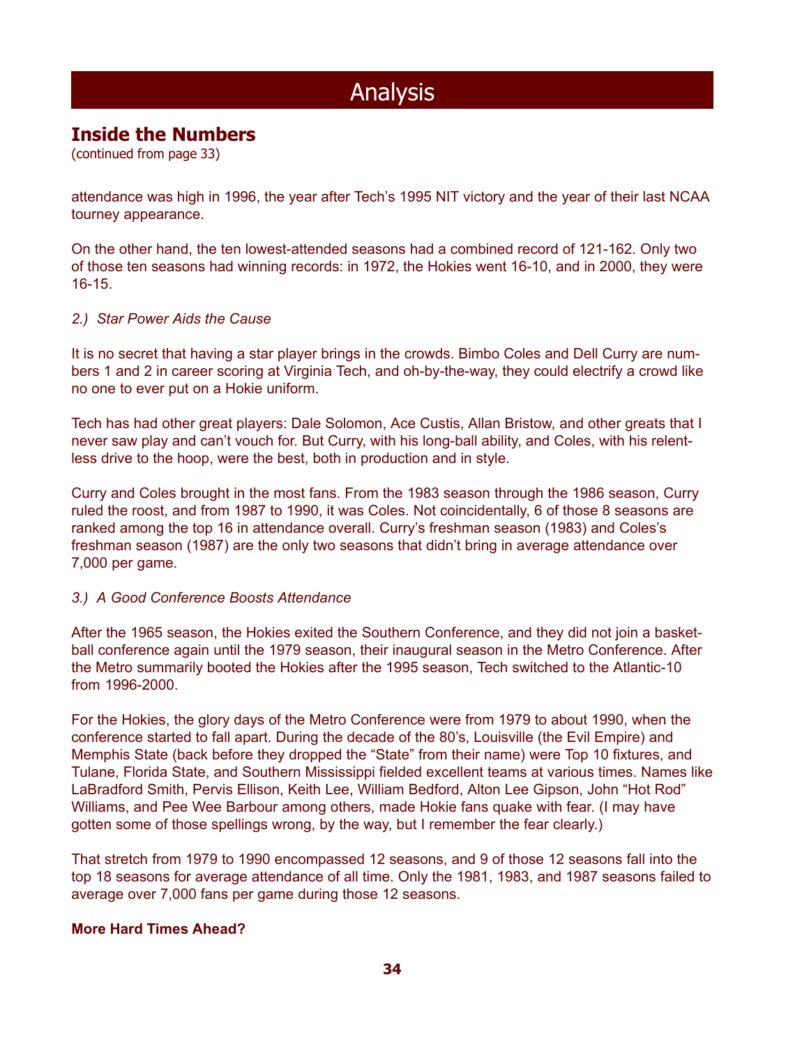# Analysis

## Inside the Numbers

(continued from page 33)

attendance was high in 1996, the year after Tech's 1995 NIT victory and the year of their last NCAA tourney appearance.

On the other hand, the ten lowest-attended seasons had a combined record of 121-162. Only two of those ten seasons had winning records: in 1972, the Hokies went 16-10, and in 2000, they were 16-15.

*2.) Star Power Aids the Cause*

It is no secret that having a star player brings in the crowds. Bimbo Coles and Dell Curry are numbers 1 and 2 in career scoring at Virginia Tech, and oh-by-the-way, they could electrify a crowd like no one to ever put on a Hokie uniform.

Tech has had other great players: Dale Solomon, Ace Custis, Allan Bristow, and other greats that I never saw play and can't vouch for. But Curry, with his long-ball ability, and Coles, with his relentless drive to the hoop, were the best, both in production and in style.

Curry and Coles brought in the most fans. From the 1983 season through the 1986 season, Curry ruled the roost, and from 1987 to 1990, it was Coles. Not coincidentally, 6 of those 8 seasons are ranked among the top 16 in attendance overall. Curry's freshman season (1983) and Coles's freshman season (1987) are the only two seasons that didn't bring in average attendance over 7,000 per game.

*3.) A Good Conference Boosts Attendance*

After the 1965 season, the Hokies exited the Southern Conference, and they did not join a basketball conference again until the 1979 season, their inaugural season in the Metro Conference. After the Metro summarily booted the Hokies after the 1995 season, Tech switched to the Atlantic-10 from 1996-2000.

For the Hokies, the glory days of the Metro Conference were from 1979 to about 1990, when the conference started to fall apart. During the decade of the 80's, Louisville (the Evil Empire) and Memphis State (back before they dropped the "State" from their name) were Top 10 fixtures, and Tulane, Florida State, and Southern Mississippi fielded excellent teams at various times. Names like LaBradford Smith, Pervis Ellison, Keith Lee, William Bedford, Alton Lee Gipson, John "Hot Rod" Williams, and Pee Wee Barbour among others, made Hokie fans quake with fear. (I may have gotten some of those spellings wrong, by the way, but I remember the fear clearly.)

That stretch from 1979 to 1990 encompassed 12 seasons, and 9 of those 12 seasons fall into the top 18 seasons for average attendance of all time. Only the 1981, 1983, and 1987 seasons failed to average over 7,000 fans per game during those 12 seasons.

**More Hard Times Ahead?**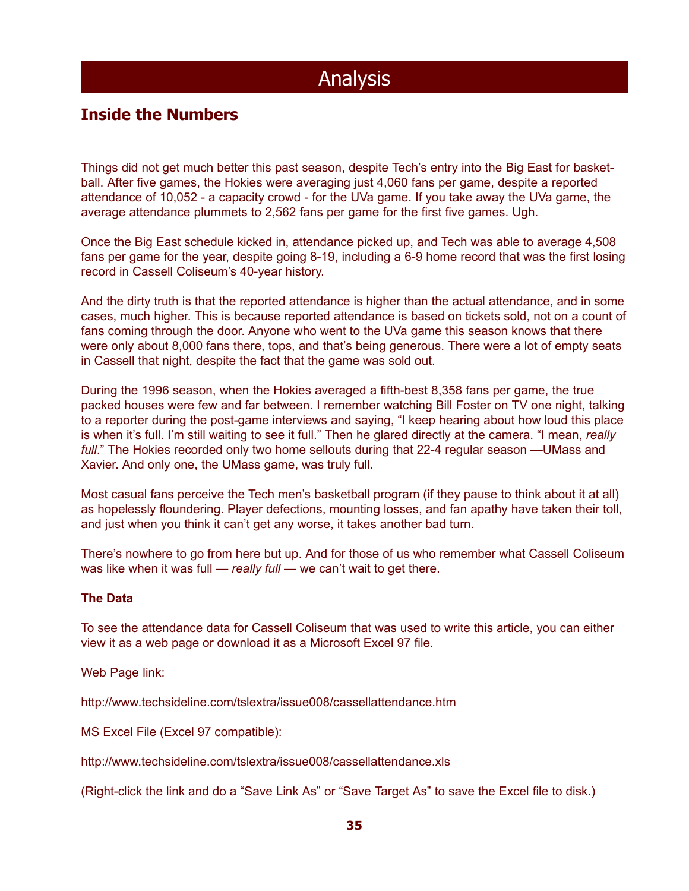# Analysis

## Inside the Numbers

Things did not get much better this past season, despite Tech's entry into the Big East for basketball. After five games, the Hokies were averaging just 4,060 fans per game, despite a reported attendance of 10,052 - a capacity crowd - for the UVa game. If you take away the UVa game, the average attendance plummets to 2,562 fans per game for the first five games. Ugh.

Once the Big East schedule kicked in, attendance picked up, and Tech was able to average 4,508 fans per game for the year, despite going 8-19, including a 6-9 home record that was the first losing record in Cassell Coliseum's 40-year history.

And the dirty truth is that the reported attendance is higher than the actual attendance, and in some cases, much higher. This is because reported attendance is based on tickets sold, not on a count of fans coming through the door. Anyone who went to the UVa game this season knows that there were only about 8,000 fans there, tops, and that's being generous. There were a lot of empty seats in Cassell that night, despite the fact that the game was sold out.

During the 1996 season, when the Hokies averaged a fifth-best 8,358 fans per game, the true packed houses were few and far between. I remember watching Bill Foster on TV one night, talking to a reporter during the post-game interviews and saying, "I keep hearing about how loud this place is when it's full. I'm still waiting to see it full." Then he glared directly at the camera. "I mean, *really full*." The Hokies recorded only two home sellouts during that 22-4 regular season —UMass and Xavier. And only one, the UMass game, was truly full.

Most casual fans perceive the Tech men's basketball program (if they pause to think about it at all) as hopelessly floundering. Player defections, mounting losses, and fan apathy have taken their toll, and just when you think it can't get any worse, it takes another bad turn.

There's nowhere to go from here but up. And for those of us who remember what Cassell Coliseum was like when it was full — *really full* — we can't wait to get there.

**The Data**

To see the attendance data for Cassell Coliseum that was used to write this article, you can either view it as a web page or download it as a Microsoft Excel 97 file.

Web Page link:

http://www.techsideline.com/tslextra/issue008/cassellattendance.htm

MS Excel File (Excel 97 compatible):

http://www.techsideline.com/tslextra/issue008/cassellattendance.xls

(Right-click the link and do a "Save Link As" or "Save Target As" to save the Excel file to disk.)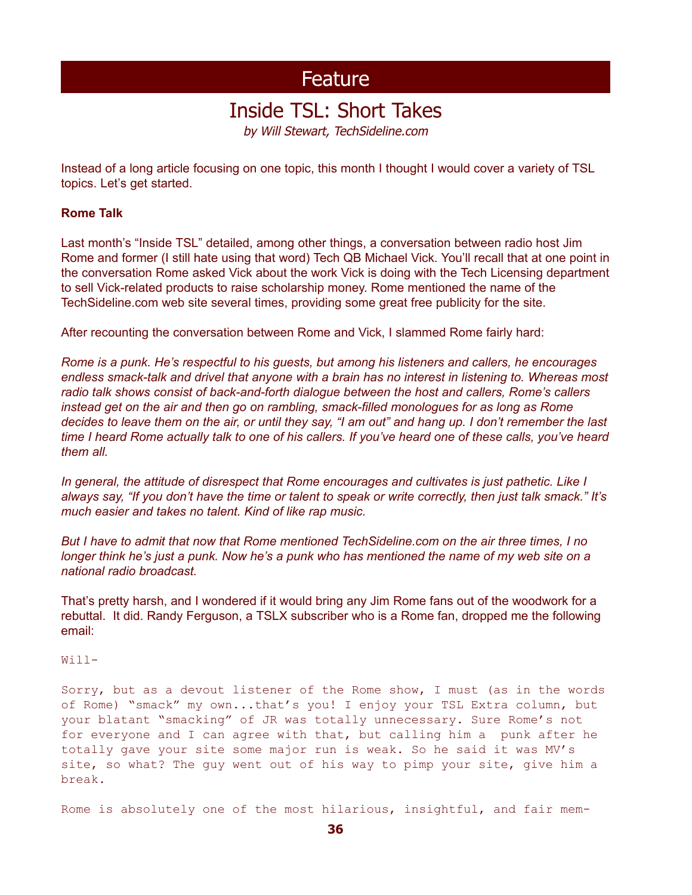# Feature

## Inside TSL: Short Takes

*by Will Stewart, TechSideline.com*

Instead of a long article focusing on one topic, this month I thought I would cover a variety of TSL topics. Let's get started.

**Rome Talk**

Last month's "Inside TSL" detailed, among other things, a conversation between radio host Jim Rome and former (I still hate using that word) Tech QB Michael Vick. You'll recall that at one point in the conversation Rome asked Vick about the work Vick is doing with the Tech Licensing department to sell Vick-related products to raise scholarship money. Rome mentioned the name of the TechSideline.com web site several times, providing some great free publicity for the site.

After recounting the conversation between Rome and Vick, I slammed Rome fairly hard:

*Rome is a punk. He's respectful to his guests, but among his listeners and callers, he encourages endless smack-talk and drivel that anyone with a brain has no interest in listening to. Whereas most radio talk shows consist of back-and-forth dialogue between the host and callers, Rome's callers instead get on the air and then go on rambling, smack-filled monologues for as long as Rome decides to leave them on the air, or until they say, "I am out" and hang up. I don't remember the last time I heard Rome actually talk to one of his callers. If you've heard one of these calls, you've heard them all.*

*In general, the attitude of disrespect that Rome encourages and cultivates is just pathetic. Like I always say, "If you don't have the time or talent to speak or write correctly, then just talk smack." It's much easier and takes no talent. Kind of like rap music.*

*But I have to admit that now that Rome mentioned TechSideline.com on the air three times, I no longer think he's just a punk. Now he's a punk who has mentioned the name of my web site on a national radio broadcast.*

That's pretty harsh, and I wondered if it would bring any Jim Rome fans out of the woodwork for a rebuttal. It did. Randy Ferguson, a TSLX subscriber who is a Rome fan, dropped me the following email:

```
Will-

Sorry, but as a devout listener of the Rome show, I must (as in the words
of Rome) "smack" my own...that's you! I enjoy your TSL Extra column, but
your blatant "smacking" of JR was totally unnecessary. Sure Rome's not
for everyone and I can agree with that, but calling him a  punk after he
totally gave your site some major run is weak. So he said it was MV's
site, so what? The guy went out of his way to pimp your site, give him a
break.

Rome is absolutely one of the most hilarious, insightful, and fair mem-
```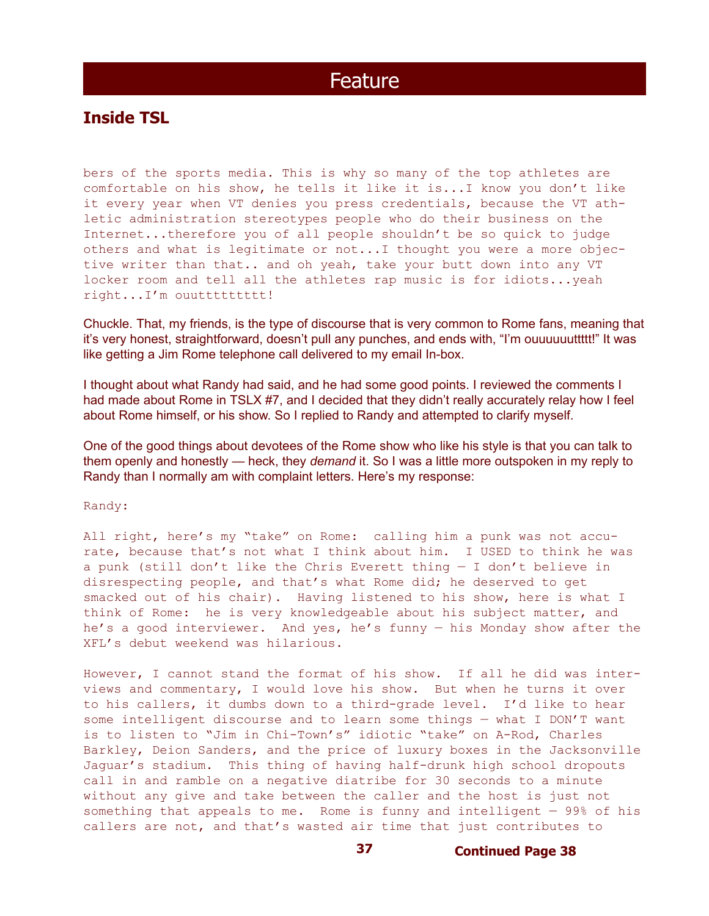# Feature

## Inside TSL

bers of the sports media. This is why so many of the top athletes are comfortable on his show, he tells it like it is...I know you don't like it every year when VT denies you press credentials, because the VT athletic administration stereotypes people who do their business on the Internet...therefore you of all people shouldn't be so quick to judge others and what is legitimate or not...I thought you were a more objective writer than that.. and oh yeah, take your butt down into any VT locker room and tell all the athletes rap music is for idiots...yeah right...I'm ouuttttttttt!

Chuckle. That, my friends, is the type of discourse that is very common to Rome fans, meaning that it's very honest, straightforward, doesn't pull any punches, and ends with, "I'm ouuuuuutttttt!" It was like getting a Jim Rome telephone call delivered to my email In-box.

I thought about what Randy had said, and he had some good points. I reviewed the comments I had made about Rome in TSLX #7, and I decided that they didn't really accurately relay how I feel about Rome himself, or his show. So I replied to Randy and attempted to clarify myself.

One of the good things about devotees of the Rome show who like his style is that you can talk to them openly and honestly — heck, they *demand* it. So I was a little more outspoken in my reply to Randy than I normally am with complaint letters. Here's my response:

Randy:

All right, here's my "take" on Rome: calling him a punk was not accurate, because that's not what I think about him. I USED to think he was a punk (still don't like the Chris Everett thing — I don't believe in disrespecting people, and that's what Rome did; he deserved to get smacked out of his chair). Having listened to his show, here is what I think of Rome: he is very knowledgeable about his subject matter, and he's a good interviewer. And yes, he's funny — his Monday show after the XFL's debut weekend was hilarious.

However, I cannot stand the format of his show. If all he did was interviews and commentary, I would love his show. But when he turns it over to his callers, it dumbs down to a third-grade level. I'd like to hear some intelligent discourse and to learn some things — what I DON'T want is to listen to "Jim in Chi-Town's" idiotic "take" on A-Rod, Charles Barkley, Deion Sanders, and the price of luxury boxes in the Jacksonville Jaguar's stadium. This thing of having half-drunk high school dropouts call in and ramble on a negative diatribe for 30 seconds to a minute without any give and take between the caller and the host is just not something that appeals to me. Rome is funny and intelligent — 99% of his callers are not, and that's wasted air time that just contributes to

**Continued Page 38**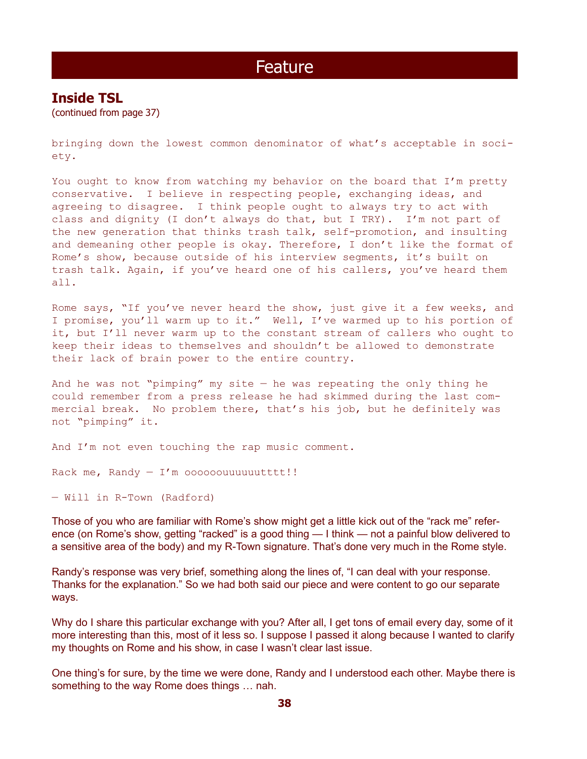# Feature

## Inside TSL

(continued from page 37)

bringing down the lowest common denominator of what's acceptable in society.

You ought to know from watching my behavior on the board that I'm pretty conservative. I believe in respecting people, exchanging ideas, and agreeing to disagree. I think people ought to always try to act with class and dignity (I don't always do that, but I TRY). I'm not part of the new generation that thinks trash talk, self-promotion, and insulting and demeaning other people is okay. Therefore, I don't like the format of Rome's show, because outside of his interview segments, it's built on trash talk. Again, if you've heard one of his callers, you've heard them all.

Rome says, "If you've never heard the show, just give it a few weeks, and I promise, you'll warm up to it." Well, I've warmed up to his portion of it, but I'll never warm up to the constant stream of callers who ought to keep their ideas to themselves and shouldn't be allowed to demonstrate their lack of brain power to the entire country.

And he was not "pimping" my site — he was repeating the only thing he could remember from a press release he had skimmed during the last commercial break. No problem there, that's his job, but he definitely was not "pimping" it.

And I'm not even touching the rap music comment.

Rack me, Randy — I'm ooooooouuuuuutttt!!

— Will in R-Town (Radford)

Those of you who are familiar with Rome's show might get a little kick out of the "rack me" reference (on Rome's show, getting "racked" is a good thing — I think — not a painful blow delivered to a sensitive area of the body) and my R-Town signature. That's done very much in the Rome style.

Randy's response was very brief, something along the lines of, "I can deal with your response. Thanks for the explanation." So we had both said our piece and were content to go our separate ways.

Why do I share this particular exchange with you? After all, I get tons of email every day, some of it more interesting than this, most of it less so. I suppose I passed it along because I wanted to clarify my thoughts on Rome and his show, in case I wasn't clear last issue.

One thing's for sure, by the time we were done, Randy and I understood each other. Maybe there is something to the way Rome does things … nah.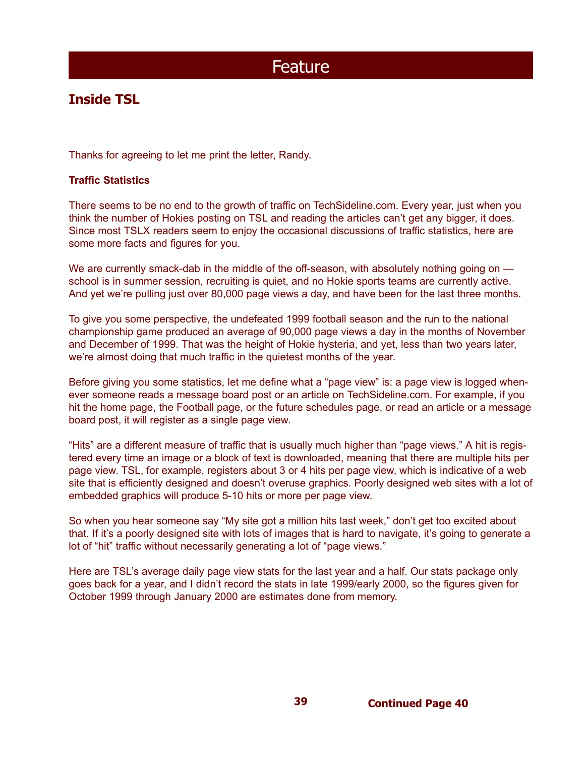# Feature

## Inside TSL

Thanks for agreeing to let me print the letter, Randy.

**Traffic Statistics**

There seems to be no end to the growth of traffic on TechSideline.com. Every year, just when you think the number of Hokies posting on TSL and reading the articles can't get any bigger, it does. Since most TSLX readers seem to enjoy the occasional discussions of traffic statistics, here are some more facts and figures for you.

We are currently smack-dab in the middle of the off-season, with absolutely nothing going on — school is in summer session, recruiting is quiet, and no Hokie sports teams are currently active. And yet we're pulling just over 80,000 page views a day, and have been for the last three months.

To give you some perspective, the undefeated 1999 football season and the run to the national championship game produced an average of 90,000 page views a day in the months of November and December of 1999. That was the height of Hokie hysteria, and yet, less than two years later, we're almost doing that much traffic in the quietest months of the year.

Before giving you some statistics, let me define what a "page view" is: a page view is logged whenever someone reads a message board post or an article on TechSideline.com. For example, if you hit the home page, the Football page, or the future schedules page, or read an article or a message board post, it will register as a single page view.

"Hits" are a different measure of traffic that is usually much higher than "page views." A hit is registered every time an image or a block of text is downloaded, meaning that there are multiple hits per page view. TSL, for example, registers about 3 or 4 hits per page view, which is indicative of a web site that is efficiently designed and doesn't overuse graphics. Poorly designed web sites with a lot of embedded graphics will produce 5-10 hits or more per page view.

So when you hear someone say "My site got a million hits last week," don't get too excited about that. If it's a poorly designed site with lots of images that is hard to navigate, it's going to generate a lot of "hit" traffic without necessarily generating a lot of "page views."

Here are TSL's average daily page view stats for the last year and a half. Our stats package only goes back for a year, and I didn't record the stats in late 1999/early 2000, so the figures given for October 1999 through January 2000 are estimates done from memory.

**Continued Page 40**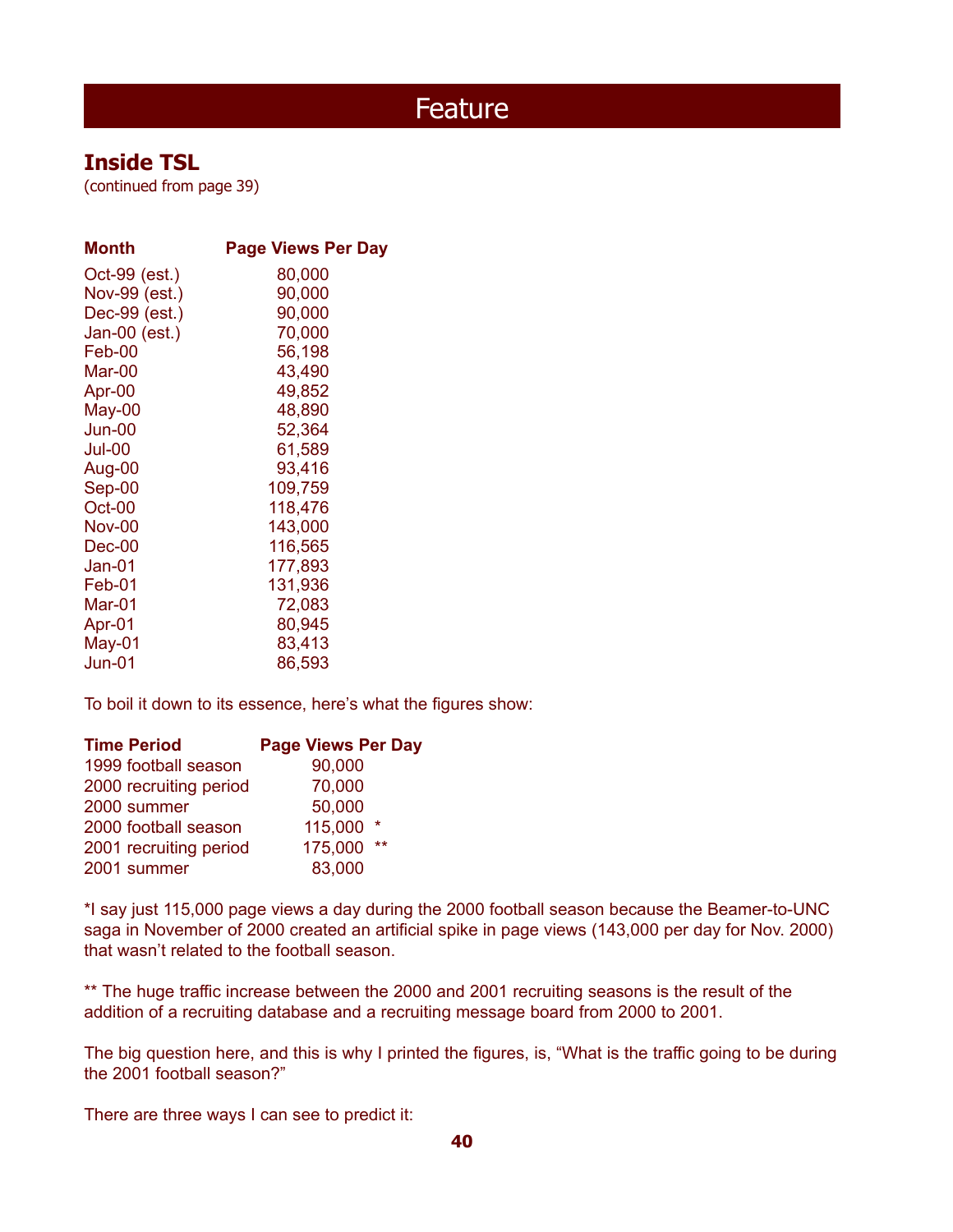# Feature

## Inside TSL

(continued from page 39)

| Month | Page Views Per Day |
|---|---|
| Oct-99 (est.) | 80,000 |
| Nov-99 (est.) | 90,000 |
| Dec-99 (est.) | 90,000 |
| Jan-00 (est.) | 70,000 |
| Feb-00 | 56,198 |
| Mar-00 | 43,490 |
| Apr-00 | 49,852 |
| May-00 | 48,890 |
| Jun-00 | 52,364 |
| Jul-00 | 61,589 |
| Aug-00 | 93,416 |
| Sep-00 | 109,759 |
| Oct-00 | 118,476 |
| Nov-00 | 143,000 |
| Dec-00 | 116,565 |
| Jan-01 | 177,893 |
| Feb-01 | 131,936 |
| Mar-01 | 72,083 |
| Apr-01 | 80,945 |
| May-01 | 83,413 |
| Jun-01 | 86,593 |

To boil it down to its essence, here's what the figures show:

| Time Period | Page Views Per Day |
|---|---|
| 1999 football season | 90,000 |
| 2000 recruiting period | 70,000 |
| 2000 summer | 50,000 |
| 2000 football season | 115,000 * |
| 2001 recruiting period | 175,000 ** |
| 2001 summer | 83,000 |

*I say just 115,000 page views a day during the 2000 football season because the Beamer-to-UNC saga in November of 2000 created an artificial spike in page views (143,000 per day for Nov. 2000) that wasn't related to the football season.

** The huge traffic increase between the 2000 and 2001 recruiting seasons is the result of the addition of a recruiting database and a recruiting message board from 2000 to 2001.

The big question here, and this is why I printed the figures, is, "What is the traffic going to be during the 2001 football season?"

There are three ways I can see to predict it: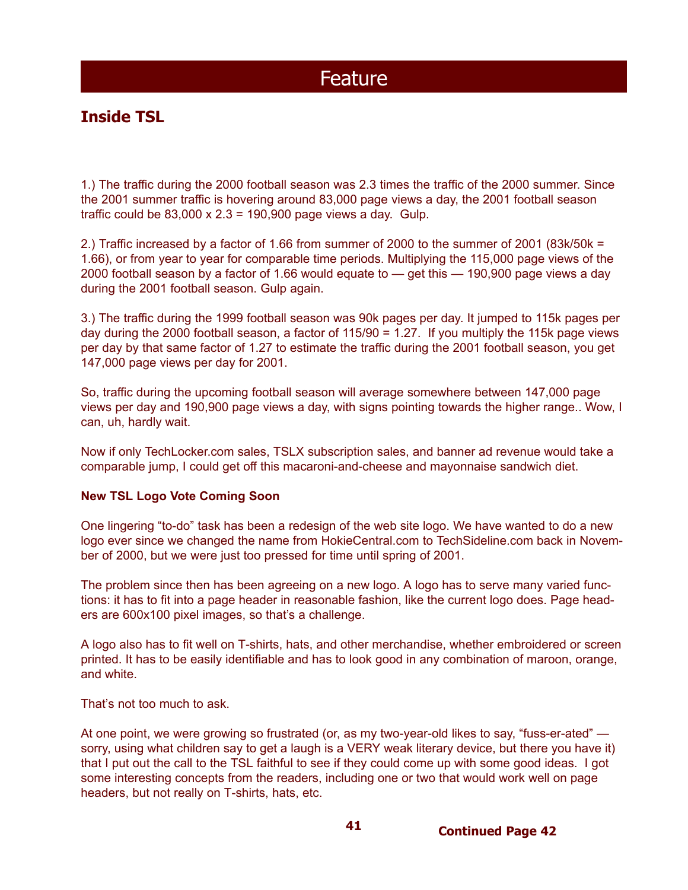# Feature

## Inside TSL

1.) The traffic during the 2000 football season was 2.3 times the traffic of the 2000 summer. Since the 2001 summer traffic is hovering around 83,000 page views a day, the 2001 football season traffic could be 83,000 x 2.3 = 190,900 page views a day.  Gulp.

2.) Traffic increased by a factor of 1.66 from summer of 2000 to the summer of 2001 (83k/50k = 1.66), or from year to year for comparable time periods. Multiplying the 115,000 page views of the 2000 football season by a factor of 1.66 would equate to — get this — 190,900 page views a day during the 2001 football season. Gulp again.

3.) The traffic during the 1999 football season was 90k pages per day. It jumped to 115k pages per day during the 2000 football season, a factor of 115/90 = 1.27.  If you multiply the 115k page views per day by that same factor of 1.27 to estimate the traffic during the 2001 football season, you get 147,000 page views per day for 2001.

So, traffic during the upcoming football season will average somewhere between 147,000 page views per day and 190,900 page views a day, with signs pointing towards the higher range.. Wow, I can, uh, hardly wait.

Now if only TechLocker.com sales, TSLX subscription sales, and banner ad revenue would take a comparable jump, I could get off this macaroni-and-cheese and mayonnaise sandwich diet.

**New TSL Logo Vote Coming Soon**

One lingering "to-do" task has been a redesign of the web site logo. We have wanted to do a new logo ever since we changed the name from HokieCentral.com to TechSideline.com back in November of 2000, but we were just too pressed for time until spring of 2001.

The problem since then has been agreeing on a new logo. A logo has to serve many varied functions: it has to fit into a page header in reasonable fashion, like the current logo does. Page headers are 600x100 pixel images, so that's a challenge.

A logo also has to fit well on T-shirts, hats, and other merchandise, whether embroidered or screen printed. It has to be easily identifiable and has to look good in any combination of maroon, orange, and white.

That's not too much to ask.

At one point, we were growing so frustrated (or, as my two-year-old likes to say, "fuss-er-ated" — sorry, using what children say to get a laugh is a VERY weak literary device, but there you have it) that I put out the call to the TSL faithful to see if they could come up with some good ideas.  I got some interesting concepts from the readers, including one or two that would work well on page headers, but not really on T-shirts, hats, etc.

**Continued Page 42**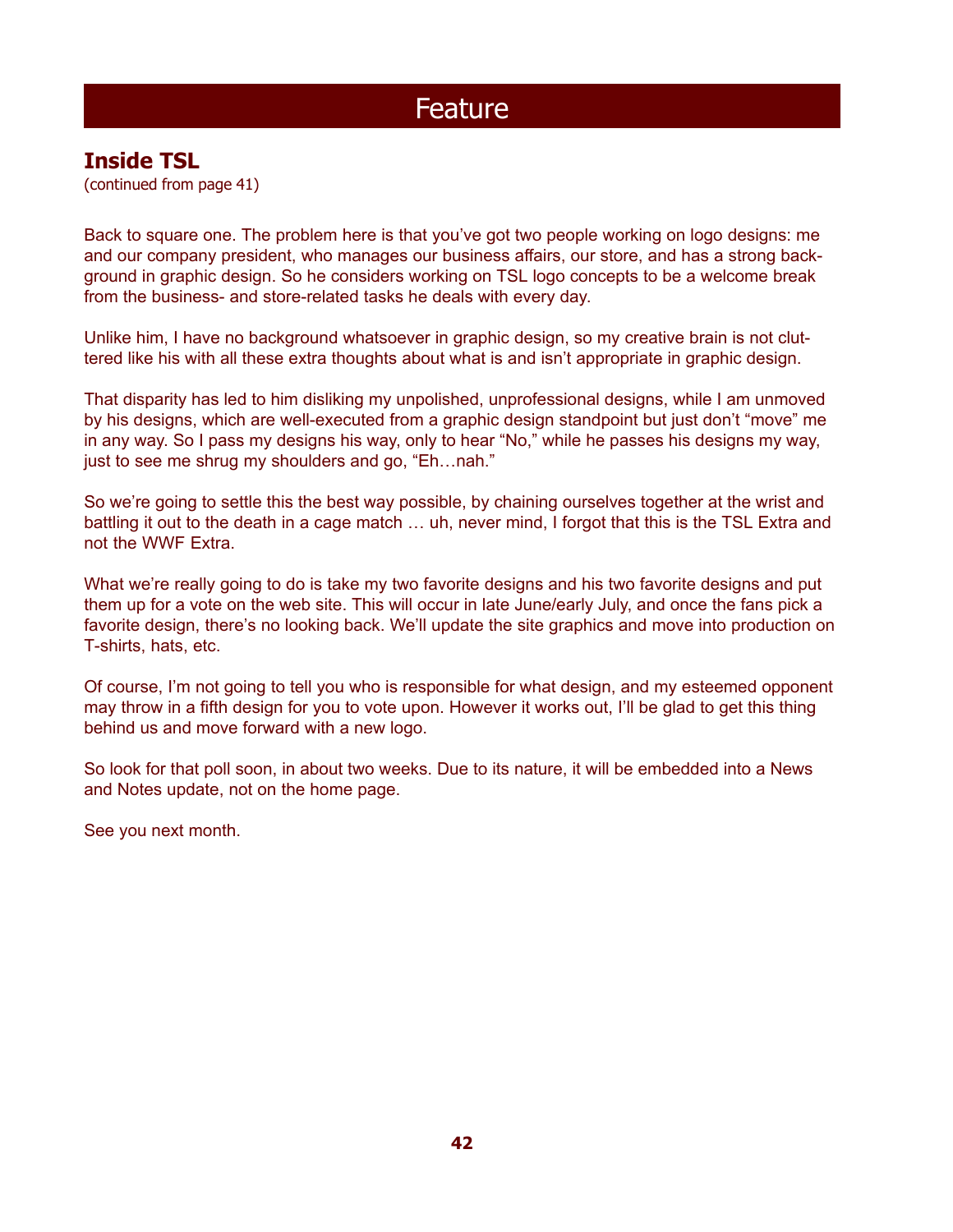# Feature

## Inside TSL

(continued from page 41)

Back to square one. The problem here is that you've got two people working on logo designs: me and our company president, who manages our business affairs, our store, and has a strong background in graphic design. So he considers working on TSL logo concepts to be a welcome break from the business- and store-related tasks he deals with every day.

Unlike him, I have no background whatsoever in graphic design, so my creative brain is not cluttered like his with all these extra thoughts about what is and isn't appropriate in graphic design.

That disparity has led to him disliking my unpolished, unprofessional designs, while I am unmoved by his designs, which are well-executed from a graphic design standpoint but just don't "move" me in any way. So I pass my designs his way, only to hear "No," while he passes his designs my way, just to see me shrug my shoulders and go, "Eh…nah."

So we're going to settle this the best way possible, by chaining ourselves together at the wrist and battling it out to the death in a cage match … uh, never mind, I forgot that this is the TSL Extra and not the WWF Extra.

What we're really going to do is take my two favorite designs and his two favorite designs and put them up for a vote on the web site. This will occur in late June/early July, and once the fans pick a favorite design, there's no looking back. We'll update the site graphics and move into production on T-shirts, hats, etc.

Of course, I'm not going to tell you who is responsible for what design, and my esteemed opponent may throw in a fifth design for you to vote upon. However it works out, I'll be glad to get this thing behind us and move forward with a new logo.

So look for that poll soon, in about two weeks. Due to its nature, it will be embedded into a News and Notes update, not on the home page.

See you next month.